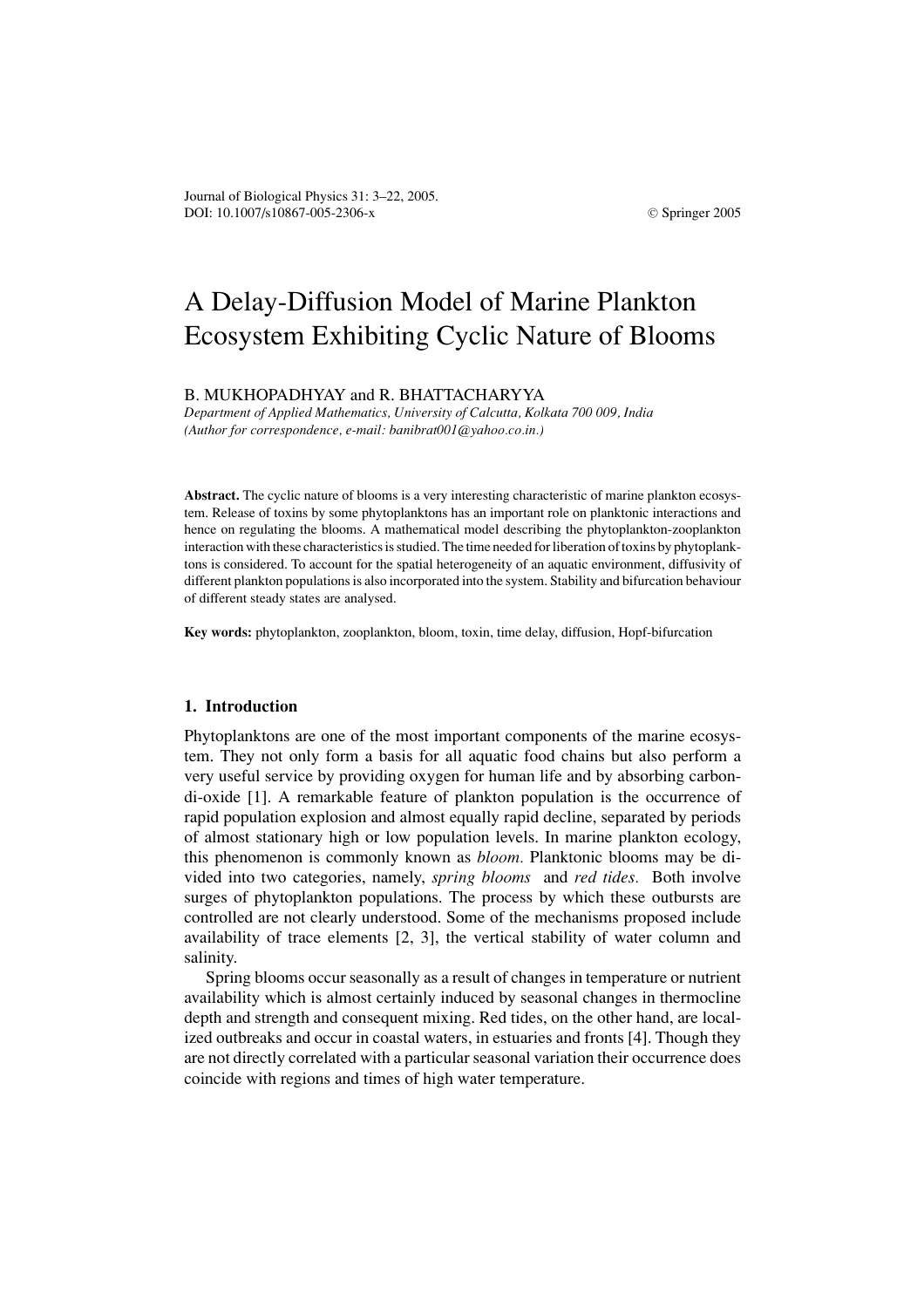# A Delay-Diffusion Model of Marine Plankton Ecosystem Exhibiting Cyclic Nature of Blooms

B. MUKHOPADHYAY and R. BHATTACHARYYA

*Department of Applied Mathematics, University of Calcutta, Kolkata 700 009, India*
*(Author for correspondence, e-mail: banibrat001@yahoo.co.in.)*

**Abstract.** The cyclic nature of blooms is a very interesting characteristic of marine plankton ecosystem. Release of toxins by some phytoplanktons has an important role on planktonic interactions and hence on regulating the blooms. A mathematical model describing the phytoplankton-zooplankton interaction with these characteristics is studied. The time needed for liberation of toxins by phytoplanktons is considered. To account for the spatial heterogeneity of an aquatic environment, diffusivity of different plankton populations is also incorporated into the system. Stability and bifurcation behaviour of different steady states are analysed.

**Key words:** phytoplankton, zooplankton, bloom, toxin, time delay, diffusion, Hopf-bifurcation

## 1. Introduction

Phytoplanktons are one of the most important components of the marine ecosystem. They not only form a basis for all aquatic food chains but also perform a very useful service by providing oxygen for human life and by absorbing carbon-di-oxide [1]. A remarkable feature of plankton population is the occurrence of rapid population explosion and almost equally rapid decline, separated by periods of almost stationary high or low population levels. In marine plankton ecology, this phenomenon is commonly known as *bloom.* Planktonic blooms may be divided into two categories, namely, *spring blooms* and *red tides.* Both involve surges of phytoplankton populations. The process by which these outbursts are controlled are not clearly understood. Some of the mechanisms proposed include availability of trace elements [2, 3], the vertical stability of water column and salinity.

Spring blooms occur seasonally as a result of changes in temperature or nutrient availability which is almost certainly induced by seasonal changes in thermocline depth and strength and consequent mixing. Red tides, on the other hand, are localized outbreaks and occur in coastal waters, in estuaries and fronts [4]. Though they are not directly correlated with a particular seasonal variation their occurrence does coincide with regions and times of high water temperature.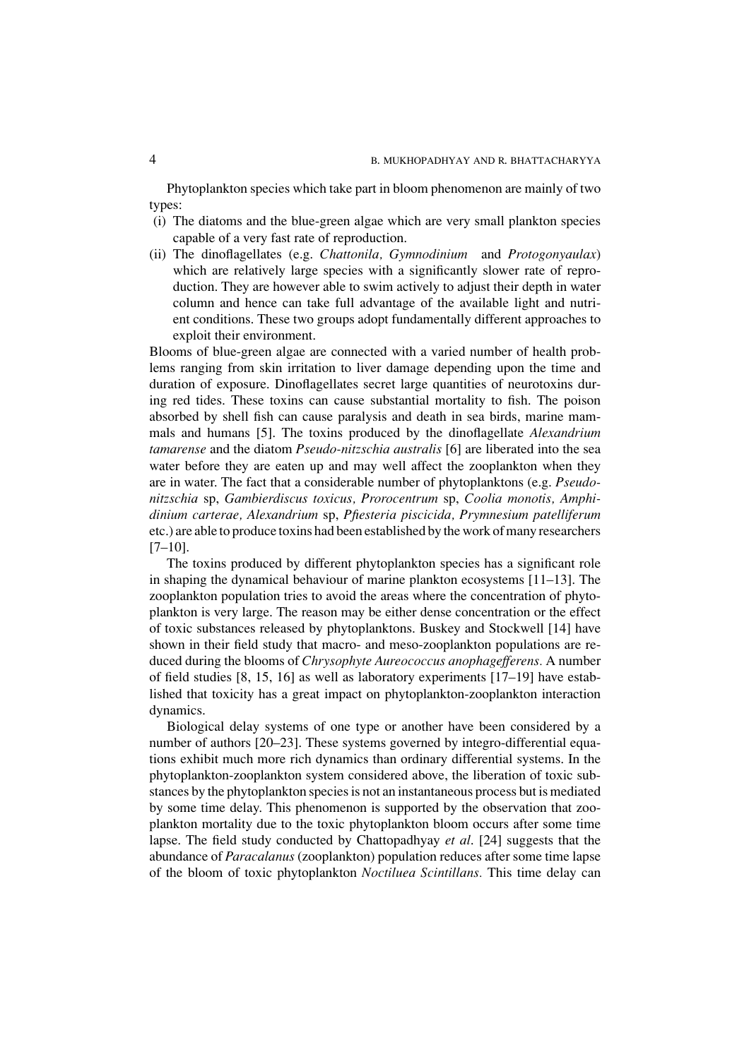Phytoplankton species which take part in bloom phenomenon are mainly of two types:

(i) The diatoms and the blue-green algae which are very small plankton species capable of a very fast rate of reproduction.

(ii) The dinoflagellates (e.g. *Chattonila, Gymnodinium* and *Protogonyaulax*) which are relatively large species with a significantly slower rate of reproduction. They are however able to swim actively to adjust their depth in water column and hence can take full advantage of the available light and nutrient conditions. These two groups adopt fundamentally different approaches to exploit their environment.

Blooms of blue-green algae are connected with a varied number of health problems ranging from skin irritation to liver damage depending upon the time and duration of exposure. Dinoflagellates secret large quantities of neurotoxins during red tides. These toxins can cause substantial mortality to fish. The poison absorbed by shell fish can cause paralysis and death in sea birds, marine mammals and humans [5]. The toxins produced by the dinoflagellate *Alexandrium tamarense* and the diatom *Pseudo-nitzschia australis* [6] are liberated into the sea water before they are eaten up and may well affect the zooplankton when they are in water. The fact that a considerable number of phytoplanktons (e.g. *Pseudo-nitzschia* sp, *Gambierdiscus toxicus, Prorocentrum* sp, *Coolia monotis, Amphidinium carterae, Alexandrium* sp, *Pfiesteria piscicida, Prymnesium patelliferum* etc.) are able to produce toxins had been established by the work of many researchers [7–10].

The toxins produced by different phytoplankton species has a significant role in shaping the dynamical behaviour of marine plankton ecosystems [11–13]. The zooplankton population tries to avoid the areas where the concentration of phytoplankton is very large. The reason may be either dense concentration or the effect of toxic substances released by phytoplanktons. Buskey and Stockwell [14] have shown in their field study that macro- and meso-zooplankton populations are reduced during the blooms of *Chrysophyte Aureococcus anophagefferens.* A number of field studies [8, 15, 16] as well as laboratory experiments [17–19] have established that toxicity has a great impact on phytoplankton-zooplankton interaction dynamics.

Biological delay systems of one type or another have been considered by a number of authors [20–23]. These systems governed by integro-differential equations exhibit much more rich dynamics than ordinary differential systems. In the phytoplankton-zooplankton system considered above, the liberation of toxic substances by the phytoplankton species is not an instantaneous process but is mediated by some time delay. This phenomenon is supported by the observation that zooplankton mortality due to the toxic phytoplankton bloom occurs after some time lapse. The field study conducted by Chattopadhyay *et al*. [24] suggests that the abundance of *Paracalanus* (zooplankton) population reduces after some time lapse of the bloom of toxic phytoplankton *Noctiluea Scintillans.* This time delay can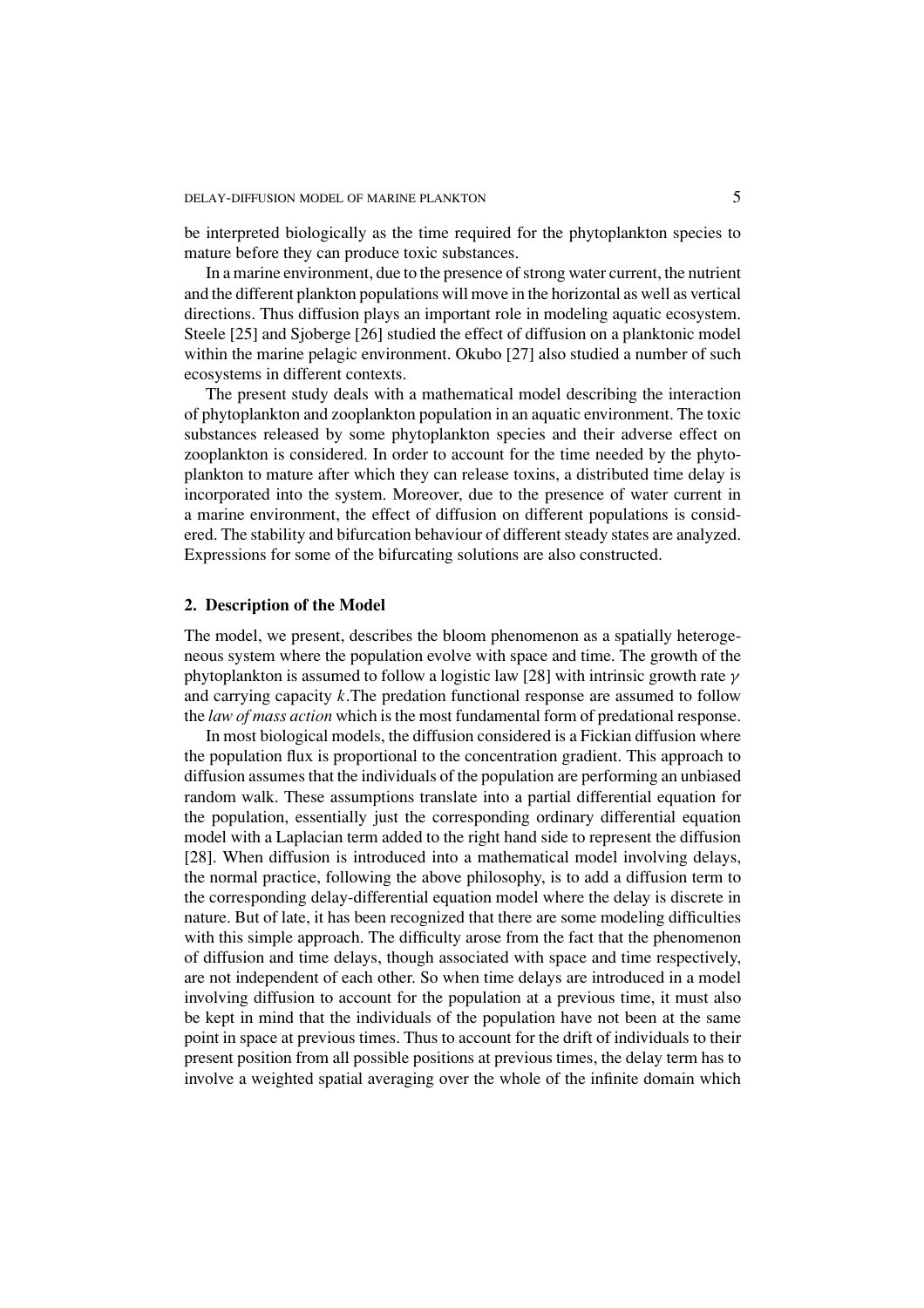be interpreted biologically as the time required for the phytoplankton species to mature before they can produce toxic substances.

In a marine environment, due to the presence of strong water current, the nutrient and the different plankton populations will move in the horizontal as well as vertical directions. Thus diffusion plays an important role in modeling aquatic ecosystem. Steele [25] and Sjoberge [26] studied the effect of diffusion on a planktonic model within the marine pelagic environment. Okubo [27] also studied a number of such ecosystems in different contexts.

The present study deals with a mathematical model describing the interaction of phytoplankton and zooplankton population in an aquatic environment. The toxic substances released by some phytoplankton species and their adverse effect on zooplankton is considered. In order to account for the time needed by the phytoplankton to mature after which they can release toxins, a distributed time delay is incorporated into the system. Moreover, due to the presence of water current in a marine environment, the effect of diffusion on different populations is considered. The stability and bifurcation behaviour of different steady states are analyzed. Expressions for some of the bifurcating solutions are also constructed.

## 2. Description of the Model

The model, we present, describes the bloom phenomenon as a spatially heterogeneous system where the population evolve with space and time. The growth of the phytoplankton is assumed to follow a logistic law [28] with intrinsic growth rate $\gamma$ and carrying capacity $k$.The predation functional response are assumed to follow the *law of mass action* which is the most fundamental form of predational response.

In most biological models, the diffusion considered is a Fickian diffusion where the population flux is proportional to the concentration gradient. This approach to diffusion assumes that the individuals of the population are performing an unbiased random walk. These assumptions translate into a partial differential equation for the population, essentially just the corresponding ordinary differential equation model with a Laplacian term added to the right hand side to represent the diffusion [28]. When diffusion is introduced into a mathematical model involving delays, the normal practice, following the above philosophy, is to add a diffusion term to the corresponding delay-differential equation model where the delay is discrete in nature. But of late, it has been recognized that there are some modeling difficulties with this simple approach. The difficulty arose from the fact that the phenomenon of diffusion and time delays, though associated with space and time respectively, are not independent of each other. So when time delays are introduced in a model involving diffusion to account for the population at a previous time, it must also be kept in mind that the individuals of the population have not been at the same point in space at previous times. Thus to account for the drift of individuals to their present position from all possible positions at previous times, the delay term has to involve a weighted spatial averaging over the whole of the infinite domain which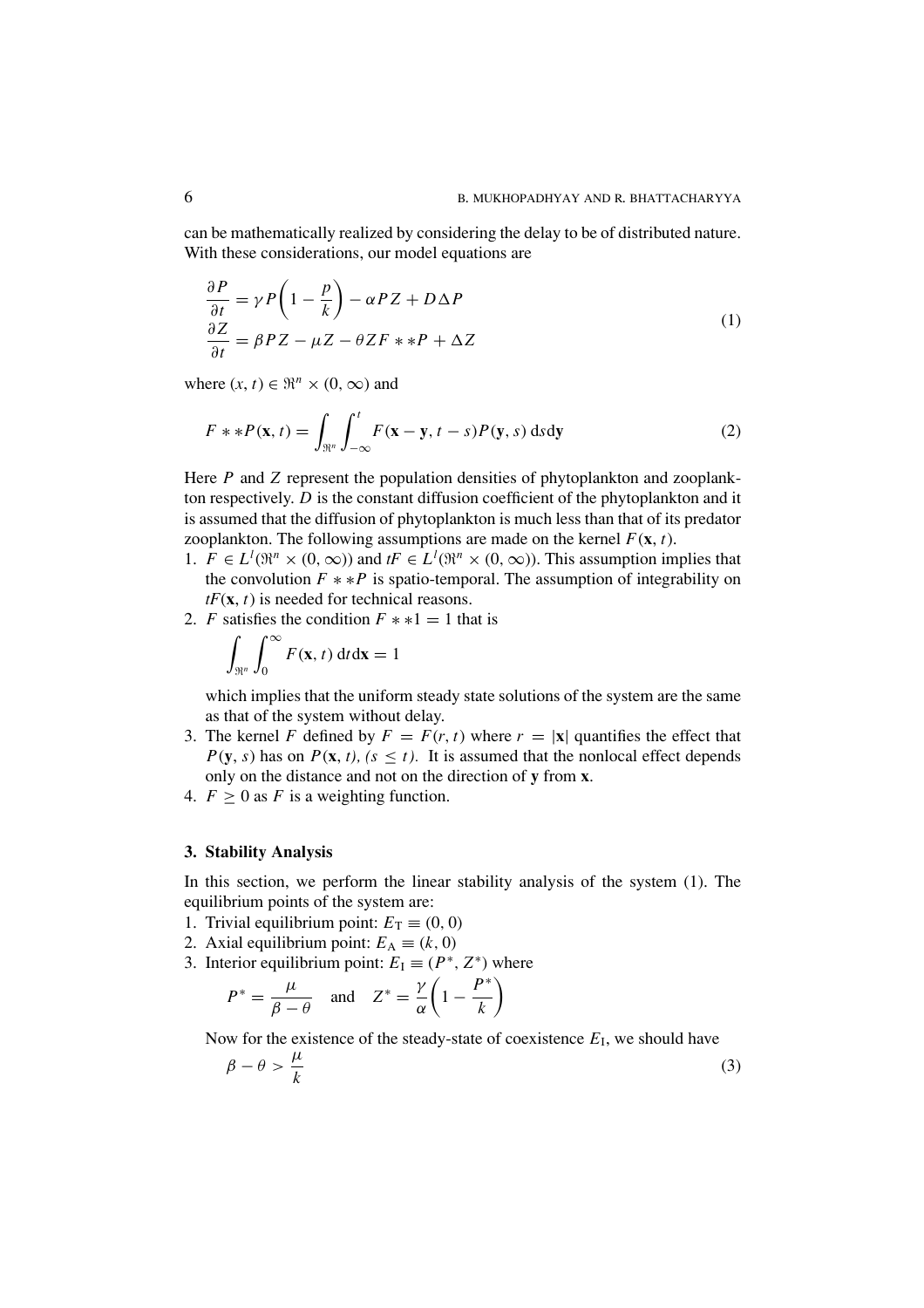can be mathematically realized by considering the delay to be of distributed nature. With these considerations, our model equations are

$$
\begin{aligned}
\frac{\partial P}{\partial t} &= \gamma P\left(1 - \frac{p}{k}\right) - \alpha P Z + D \Delta P \\
\frac{\partial Z}{\partial t} &= \beta P Z - \mu Z - \theta Z F ** P + \Delta Z
\end{aligned}
\tag{1}
$$

where $(x, t) \in \Re^n \times (0, \infty)$ and

$$
F ** P(\mathbf{x}, t) = \int_{\Re^n} \int_{-\infty}^{t} F(\mathbf{x} - \mathbf{y}, t - s) P(\mathbf{y}, s)\, \mathrm{d}s \mathrm{d}\mathbf{y} \tag{2}
$$

Here $P$ and $Z$ represent the population densities of phytoplankton and zooplankton respectively. $D$ is the constant diffusion coefficient of the phytoplankton and it is assumed that the diffusion of phytoplankton is much less than that of its predator zooplankton. The following assumptions are made on the kernel $F(\mathbf{x}, t)$.

1. $F \in L^l(\Re^n \times (0, \infty))$ and $tF \in L^l(\Re^n \times (0, \infty))$. This assumption implies that the convolution $F ** P$ is spatio-temporal. The assumption of integrability on $tF(\mathbf{x}, t)$ is needed for technical reasons.
2. $F$ satisfies the condition $F ** 1 = 1$ that is

   $$\int_{\Re^n} \int_0^{\infty} F(\mathbf{x}, t)\, \mathrm{d}t \mathrm{d}\mathbf{x} = 1$$

   which implies that the uniform steady state solutions of the system are the same as that of the system without delay.
3. The kernel $F$ defined by $F = F(r, t)$ where $r = |\mathbf{x}|$ quantifies the effect that $P(\mathbf{y}, s)$ has on $P(\mathbf{x}, t)$, $(s \leq t)$. It is assumed that the nonlocal effect depends only on the distance and not on the direction of $\mathbf{y}$ from $\mathbf{x}$.
4. $F \geq 0$ as $F$ is a weighting function.

## 3. Stability Analysis

In this section, we perform the linear stability analysis of the system (1). The equilibrium points of the system are:

1. Trivial equilibrium point: $E_{\mathrm{T}} \equiv (0, 0)$
2. Axial equilibrium point: $E_{\mathrm{A}} \equiv (k, 0)$
3. Interior equilibrium point: $E_{\mathrm{I}} \equiv (P^*, Z^*)$ where

   $$P^* = \frac{\mu}{\beta - \theta} \quad \text{and} \quad Z^* = \frac{\gamma}{\alpha}\left(1 - \frac{P^*}{k}\right)$$

   Now for the existence of the steady-state of coexistence $E_{\mathrm{I}}$, we should have

   $$\beta - \theta > \frac{\mu}{k} \tag{3}$$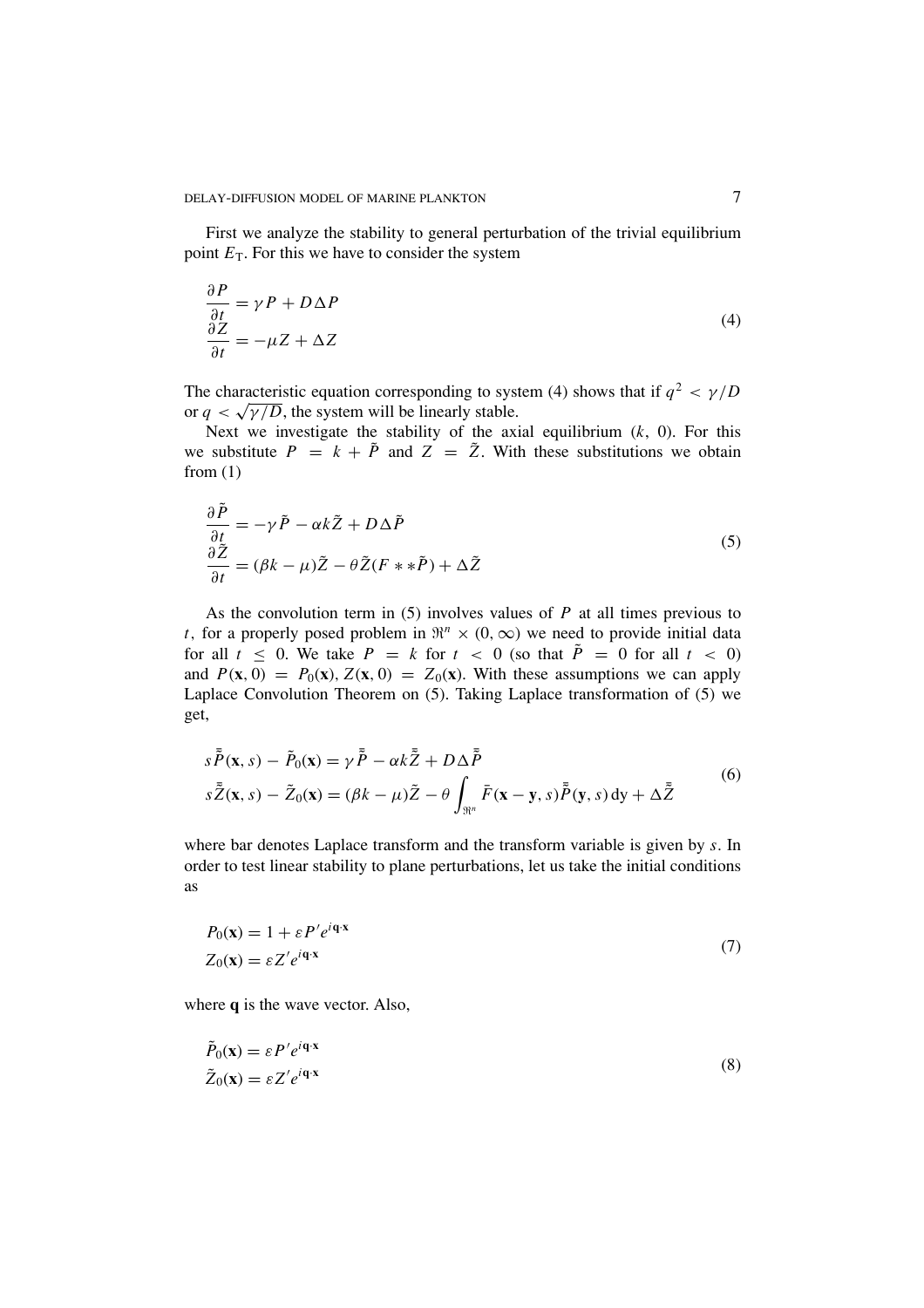First we analyze the stability to general perturbation of the trivial equilibrium point $E_T$. For this we have to consider the system

$$
\begin{aligned}
\frac{\partial P}{\partial t} &= \gamma P + D\Delta P \\
\frac{\partial Z}{\partial t} &= -\mu Z + \Delta Z
\end{aligned}
\tag{4}
$$

The characteristic equation corresponding to system (4) shows that if $q^2 < \gamma/D$ or $q < \sqrt{\gamma/D}$, the system will be linearly stable.

Next we investigate the stability of the axial equilibrium $(k, 0)$. For this we substitute $P = k + \tilde{P}$ and $Z = \tilde{Z}$. With these substitutions we obtain from (1)

$$
\begin{aligned}
\frac{\partial \tilde{P}}{\partial t} &= -\gamma \tilde{P} - \alpha k \tilde{Z} + D\Delta \tilde{P} \\
\frac{\partial \tilde{Z}}{\partial t} &= (\beta k - \mu)\tilde{Z} - \theta \tilde{Z}(F ** \tilde{P}) + \Delta \tilde{Z}
\end{aligned}
\tag{5}
$$

As the convolution term in (5) involves values of $P$ at all times previous to $t$, for a properly posed problem in $\Re^n \times (0, \infty)$ we need to provide initial data for all $t \leq 0$. We take $P = k$ for $t < 0$ (so that $\tilde{P} = 0$ for all $t < 0$) and $P(\mathbf{x}, 0) = P_0(\mathbf{x})$, $Z(\mathbf{x}, 0) = Z_0(\mathbf{x})$. With these assumptions we can apply Laplace Convolution Theorem on (5). Taking Laplace transformation of (5) we get,

$$
\begin{aligned}
s\bar{\tilde{P}}(\mathbf{x}, s) - \tilde{P}_0(\mathbf{x}) &= \gamma \bar{\tilde{P}} - \alpha k \bar{\tilde{Z}} + D\Delta \bar{\tilde{P}} \\
s\bar{\tilde{Z}}(\mathbf{x}, s) - \tilde{Z}_0(\mathbf{x}) &= (\beta k - \mu)\tilde{Z} - \theta \int_{\Re^n} \bar{F}(\mathbf{x} - \mathbf{y}, s)\bar{\tilde{P}}(\mathbf{y}, s)\, \mathrm{d}\mathbf{y} + \Delta \bar{\tilde{Z}}
\end{aligned}
\tag{6}
$$

where bar denotes Laplace transform and the transform variable is given by $s$. In order to test linear stability to plane perturbations, let us take the initial conditions as

$$
\begin{aligned}
P_0(\mathbf{x}) &= 1 + \varepsilon P' e^{i\mathbf{q}\cdot\mathbf{x}} \\
Z_0(\mathbf{x}) &= \varepsilon Z' e^{i\mathbf{q}\cdot\mathbf{x}}
\end{aligned}
\tag{7}
$$

where $\mathbf{q}$ is the wave vector. Also,

$$
\begin{aligned}
\tilde{P}_0(\mathbf{x}) &= \varepsilon P' e^{i\mathbf{q}\cdot\mathbf{x}} \\
\tilde{Z}_0(\mathbf{x}) &= \varepsilon Z' e^{i\mathbf{q}\cdot\mathbf{x}}
\end{aligned}
\tag{8}
$$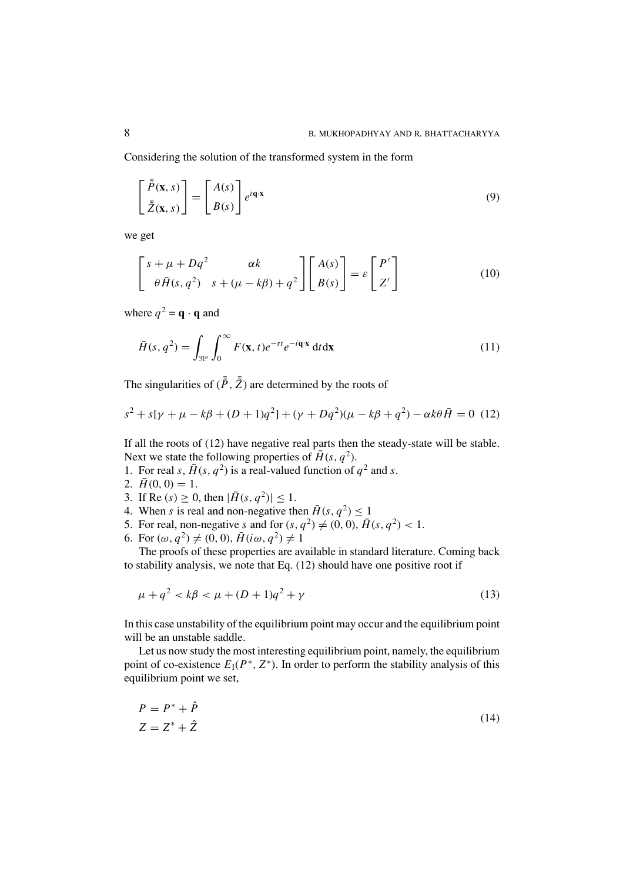Considering the solution of the transformed system in the form

$$\begin{bmatrix} \bar{\bar{P}}(\mathbf{x}, s) \\ \bar{\bar{Z}}(\mathbf{x}, s) \end{bmatrix} = \begin{bmatrix} A(s) \\ B(s) \end{bmatrix} e^{i\mathbf{q}\cdot\mathbf{x}} \tag{9}$$

we get

$$\begin{bmatrix} s + \mu + Dq^2 & \alpha k \\ \theta \bar{H}(s, q^2) & s + (\mu - k\beta) + q^2 \end{bmatrix} \begin{bmatrix} A(s) \\ B(s) \end{bmatrix} = \varepsilon \begin{bmatrix} P' \\ Z' \end{bmatrix} \tag{10}$$

where $q^2 = \mathbf{q} \cdot \mathbf{q}$ and

$$\bar{H}(s, q^2) = \int_{\Re^n} \int_0^\infty F(\mathbf{x}, t) e^{-st} e^{-i\mathbf{q}\cdot\mathbf{x}} \, \mathrm{d}t \mathrm{d}\mathbf{x} \tag{11}$$

The singularities of $(\bar{\bar{P}}, \bar{\bar{Z}})$ are determined by the roots of

$$s^2 + s[\gamma + \mu - k\beta + (D+1)q^2] + (\gamma + Dq^2)(\mu - k\beta + q^2) - \alpha k \theta \bar{H} = 0 \tag{12}$$

If all the roots of (12) have negative real parts then the steady-state will be stable. Next we state the following properties of $\bar{H}(s, q^2)$.

1. For real $s$, $\bar{H}(s, q^2)$ is a real-valued function of $q^2$ and $s$.
2. $\bar{H}(0, 0) = 1$.
3. If Re $(s) \geq 0$, then $|\bar{H}(s, q^2)| \leq 1$.
4. When $s$ is real and non-negative then $\bar{H}(s, q^2) \leq 1$
5. For real, non-negative $s$ and for $(s, q^2) \neq (0, 0)$, $\bar{H}(s, q^2) < 1$.
6. For $(\omega, q^2) \neq (0, 0)$, $\bar{H}(i\omega, q^2) \neq 1$

The proofs of these properties are available in standard literature. Coming back to stability analysis, we note that Eq. (12) should have one positive root if

$$\mu + q^2 < k\beta < \mu + (D+1)q^2 + \gamma \tag{13}$$

In this case unstability of the equilibrium point may occur and the equilibrium point will be an unstable saddle.

Let us now study the most interesting equilibrium point, namely, the equilibrium point of co-existence $E_I(P^*, Z^*)$. In order to perform the stability analysis of this equilibrium point we set,

$$\begin{aligned} P &= P^* + \hat{P} \\ Z &= Z^* + \hat{Z} \end{aligned} \tag{14}$$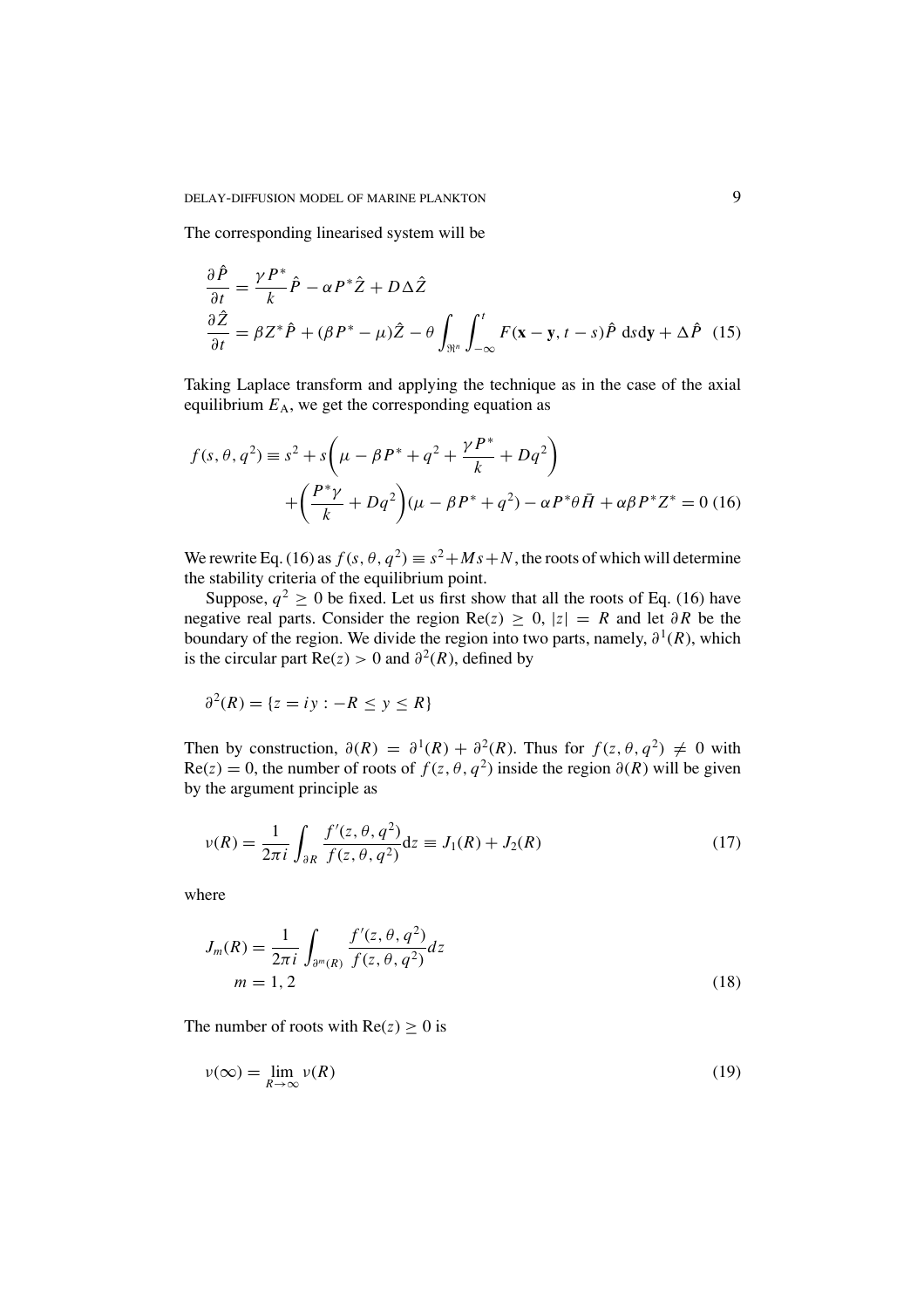The corresponding linearised system will be

$$
\begin{aligned}
\frac{\partial \hat{P}}{\partial t} &= \frac{\gamma P^*}{k}\hat{P} - \alpha P^* \hat{Z} + D\Delta \hat{Z} \\
\frac{\partial \hat{Z}}{\partial t} &= \beta Z^* \hat{P} + (\beta P^* - \mu)\hat{Z} - \theta \int_{\Re^n} \int_{-\infty}^{t} F(\mathbf{x}-\mathbf{y}, t-s)\hat{P}\ \mathrm{d}s\mathrm{d}\mathbf{y} + \Delta \hat{P}
\end{aligned} \tag{15}
$$

Taking Laplace transform and applying the technique as in the case of the axial equilibrium $E_A$, we get the corresponding equation as

$$
\begin{aligned}
f(s,\theta,q^2) \equiv s^2 &+ s\left(\mu - \beta P^* + q^2 + \frac{\gamma P^*}{k} + Dq^2\right) \\
&+ \left(\frac{P^*\gamma}{k} + Dq^2\right)(\mu - \beta P^* + q^2) - \alpha P^* \theta \bar{H} + \alpha\beta P^* Z^* = 0
\end{aligned} \tag{16}
$$

We rewrite Eq. (16) as $f(s,\theta,q^2) \equiv s^2 + Ms + N$, the roots of which will determine the stability criteria of the equilibrium point.

Suppose, $q^2 \geq 0$ be fixed. Let us first show that all the roots of Eq. (16) have negative real parts. Consider the region $\mathrm{Re}(z) \geq 0$, $|z| = R$ and let $\partial R$ be the boundary of the region. We divide the region into two parts, namely, $\partial^1(R)$, which is the circular part $\mathrm{Re}(z) > 0$ and $\partial^2(R)$, defined by

$$
\partial^2(R) = \{z = iy : -R \leq y \leq R\}
$$

Then by construction, $\partial(R) = \partial^1(R) + \partial^2(R)$. Thus for $f(z,\theta,q^2) \neq 0$ with $\mathrm{Re}(z) = 0$, the number of roots of $f(z,\theta,q^2)$ inside the region $\partial(R)$ will be given by the argument principle as

$$
\nu(R) = \frac{1}{2\pi i}\int_{\partial R} \frac{f'(z,\theta,q^2)}{f(z,\theta,q^2)}\mathrm{d}z \equiv J_1(R) + J_2(R) \tag{17}
$$

where

$$
\begin{aligned}
J_m(R) &= \frac{1}{2\pi i}\int_{\partial^m(R)} \frac{f'(z,\theta,q^2)}{f(z,\theta,q^2)} dz \\
m &= 1, 2
\end{aligned} \tag{18}
$$

The number of roots with $\mathrm{Re}(z) \geq 0$ is

$$
\nu(\infty) = \lim_{R\to\infty} \nu(R) \tag{19}
$$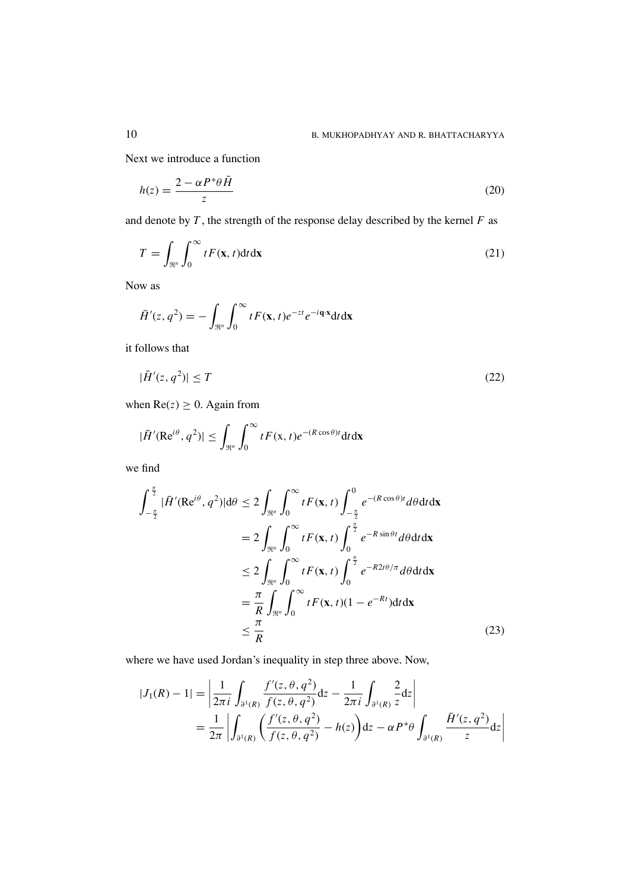Next we introduce a function

$$h(z) = \frac{2 - \alpha P^* \theta \bar{H}}{z} \tag{20}$$

and denote by $T$, the strength of the response delay described by the kernel $F$ as

$$T = \int_{\Re^n} \int_0^\infty t F(\mathbf{x}, t) \mathrm{d}t \mathrm{d}\mathbf{x} \tag{21}$$

Now as

$$\bar{H}'(z, q^2) = -\int_{\Re^n} \int_0^\infty t F(\mathbf{x}, t) e^{-zt} e^{-i\mathbf{q}\cdot\mathbf{x}} \mathrm{d}t \mathrm{d}\mathbf{x}$$

it follows that

$$|\bar{H}'(z, q^2)| \le T \tag{22}$$

when $\mathrm{Re}(z) \ge 0$. Again from

$$|\bar{H}'(\mathrm{R}e^{i\theta}, q^2)| \le \int_{\Re^n} \int_0^\infty t F(\mathrm{x}, t) e^{-(R\cos\theta)t} \mathrm{d}t \mathrm{d}\mathbf{x}$$

we find

$$\begin{aligned}
\int_{-\frac{\pi}{2}}^{\frac{\pi}{2}} |\bar{H}'(\mathrm{R}e^{i\theta}, q^2)| \mathrm{d}\theta &\le 2 \int_{\Re^n} \int_0^\infty t F(\mathbf{x}, t) \int_{-\frac{\pi}{2}}^{0} e^{-(R\cos\theta)t} d\theta \mathrm{d}t \mathrm{d}\mathbf{x} \\
&= 2 \int_{\Re^n} \int_0^\infty t F(\mathbf{x}, t) \int_0^{\frac{\pi}{2}} e^{-R\sin\theta t} d\theta \mathrm{d}t \mathrm{d}\mathbf{x} \\
&\le 2 \int_{\Re^n} \int_0^\infty t F(\mathbf{x}, t) \int_0^{\frac{\pi}{2}} e^{-R 2t\theta/\pi} d\theta \mathrm{d}t \mathrm{d}\mathbf{x} \\
&= \frac{\pi}{R} \int_{\Re^n} \int_0^\infty t F(\mathbf{x}, t)(1 - e^{-Rt}) \mathrm{d}t \mathrm{d}\mathbf{x} \\
&\le \frac{\pi}{R}
\end{aligned} \tag{23}$$

where we have used Jordan's inequality in step three above. Now,

$$\begin{aligned}
|J_1(R) - 1| &= \left| \frac{1}{2\pi i} \int_{\partial^1(R)} \frac{f'(z, \theta, q^2)}{f(z, \theta, q^2)} \mathrm{d}z - \frac{1}{2\pi i} \int_{\partial^1(R)} \frac{2}{z} \mathrm{d}z \right| \\
&= \frac{1}{2\pi} \left| \int_{\partial^1(R)} \left( \frac{f'(z, \theta, q^2)}{f(z, \theta, q^2)} - h(z) \right) \mathrm{d}z - \alpha P^* \theta \int_{\partial^1(R)} \frac{\bar{H}'(z, q^2)}{z} \mathrm{d}z \right|
\end{aligned}$$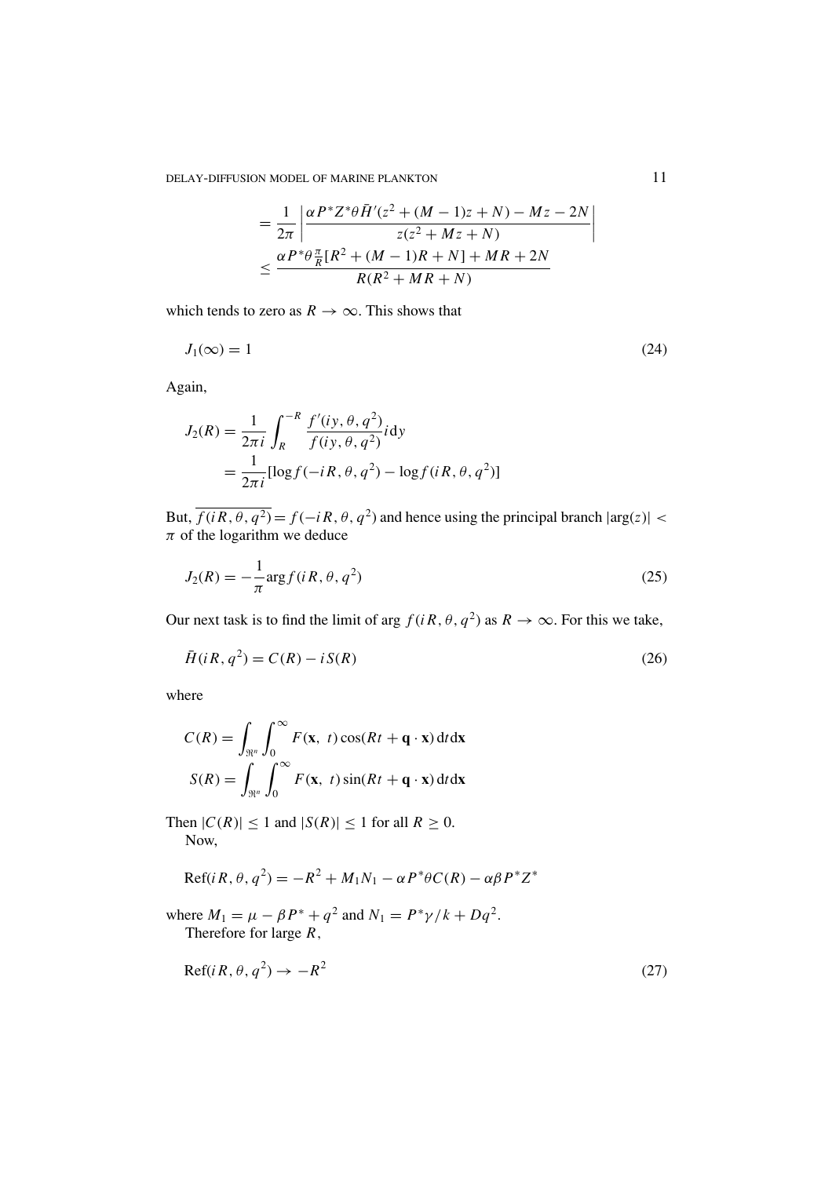$$= \frac{1}{2\pi}\left|\frac{\alpha P^* Z^* \theta \bar{H}'(z^2+(M-1)z+N) - Mz - 2N}{z(z^2+Mz+N)}\right|$$

$$\leq \frac{\alpha P^* \theta \frac{\pi}{R}[R^2+(M-1)R+N] + MR + 2N}{R(R^2+MR+N)}$$

which tends to zero as $R \to \infty$. This shows that

$$J_1(\infty) = 1 \tag{24}$$

Again,

$$J_2(R) = \frac{1}{2\pi i}\int_R^{-R} \frac{f'(iy, \theta, q^2)}{f(iy, \theta, q^2)} i\,\mathrm{d}y$$

$$= \frac{1}{2\pi i}[\log f(-iR, \theta, q^2) - \log f(iR, \theta, q^2)]$$

But, $\overline{f(iR, \theta, q^2)} = f(-iR, \theta, q^2)$ and hence using the principal branch $|\arg(z)| < \pi$ of the logarithm we deduce

$$J_2(R) = -\frac{1}{\pi}\arg f(iR, \theta, q^2) \tag{25}$$

Our next task is to find the limit of arg $f(iR, \theta, q^2)$ as $R \to \infty$. For this we take,

$$\bar{H}(iR, q^2) = C(R) - iS(R) \tag{26}$$

where

$$C(R) = \int_{\Re^n}\int_0^\infty F(\mathbf{x},\ t)\cos(Rt + \mathbf{q}\cdot\mathbf{x})\,\mathrm{d}t\mathrm{d}\mathbf{x}$$

$$S(R) = \int_{\Re^n}\int_0^\infty F(\mathbf{x},\ t)\sin(Rt + \mathbf{q}\cdot\mathbf{x})\,\mathrm{d}t\mathrm{d}\mathbf{x}$$

Then $|C(R)| \leq 1$ and $|S(R)| \leq 1$ for all $R \geq 0$.

Now,

$$\mathrm{Re}f(iR, \theta, q^2) = -R^2 + M_1N_1 - \alpha P^*\theta C(R) - \alpha\beta P^* Z^*$$

where $M_1 = \mu - \beta P^* + q^2$ and $N_1 = P^*\gamma/k + Dq^2$.

Therefore for large $R$,

$$\mathrm{Re}f(iR, \theta, q^2) \to -R^2 \tag{27}$$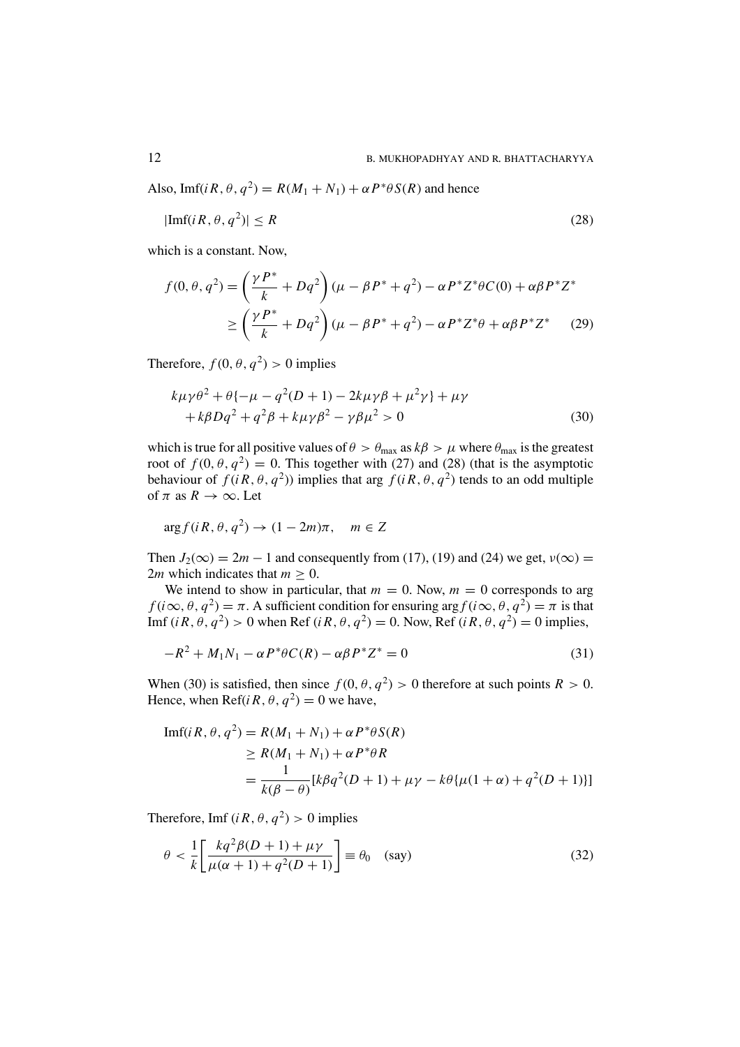Also, $\text{Im}f(iR, \theta, q^2) = R(M_1 + N_1) + \alpha P^* \theta S(R)$ and hence

$$|\text{Im}f(iR, \theta, q^2)| \leq R \tag{28}$$

which is a constant. Now,

$$\begin{aligned} f(0, \theta, q^2) &= \left(\frac{\gamma P^*}{k} + Dq^2\right)(\mu - \beta P^* + q^2) - \alpha P^* Z^* \theta C(0) + \alpha\beta P^* Z^* \\ &\geq \left(\frac{\gamma P^*}{k} + Dq^2\right)(\mu - \beta P^* + q^2) - \alpha P^* Z^* \theta + \alpha\beta P^* Z^* \end{aligned} \tag{29}$$

Therefore, $f(0, \theta, q^2) > 0$ implies

$$\begin{aligned} &k\mu\gamma\theta^2 + \theta\{-\mu - q^2(D+1) - 2k\mu\gamma\beta + \mu^2\gamma\} + \mu\gamma \\ &\quad + k\beta Dq^2 + q^2\beta + k\mu\gamma\beta^2 - \gamma\beta\mu^2 > 0 \end{aligned} \tag{30}$$

which is true for all positive values of $\theta > \theta_{\max}$ as $k\beta > \mu$ where $\theta_{\max}$ is the greatest root of $f(0, \theta, q^2) = 0$. This together with (27) and (28) (that is the asymptotic behaviour of $f(iR, \theta, q^2)$) implies that $\arg f(iR, \theta, q^2)$ tends to an odd multiple of $\pi$ as $R \to \infty$. Let

$$\arg f(iR, \theta, q^2) \to (1 - 2m)\pi, \quad m \in Z$$

Then $J_2(\infty) = 2m - 1$ and consequently from (17), (19) and (24) we get, $\nu(\infty) = 2m$ which indicates that $m \geq 0$.

We intend to show in particular, that $m = 0$. Now, $m = 0$ corresponds to $\arg f(i\infty, \theta, q^2) = \pi$. A sufficient condition for ensuring $\arg f(i\infty, \theta, q^2) = \pi$ is that $\text{Im}f\,(iR, \theta, q^2) > 0$ when $\text{Re}f\,(iR, \theta, q^2) = 0$. Now, $\text{Re}f\,(iR, \theta, q^2) = 0$ implies,

$$-R^2 + M_1 N_1 - \alpha P^* \theta C(R) - \alpha\beta P^* Z^* = 0 \tag{31}$$

When (30) is satisfied, then since $f(0, \theta, q^2) > 0$ therefore at such points $R > 0$. Hence, when $\text{Re}f(iR, \theta, q^2) = 0$ we have,

$$\begin{aligned} \text{Im}f(iR, \theta, q^2) &= R(M_1 + N_1) + \alpha P^* \theta S(R) \\ &\geq R(M_1 + N_1) + \alpha P^* \theta R \\ &= \frac{1}{k(\beta - \theta)}[k\beta q^2(D+1) + \mu\gamma - k\theta\{\mu(1+\alpha) + q^2(D+1)\}] \end{aligned}$$

Therefore, $\text{Im}f\,(iR, \theta, q^2) > 0$ implies

$$\theta < \frac{1}{k}\left[\frac{kq^2\beta(D+1) + \mu\gamma}{\mu(\alpha+1) + q^2(D+1)}\right] \equiv \theta_0 \quad \text{(say)} \tag{32}$$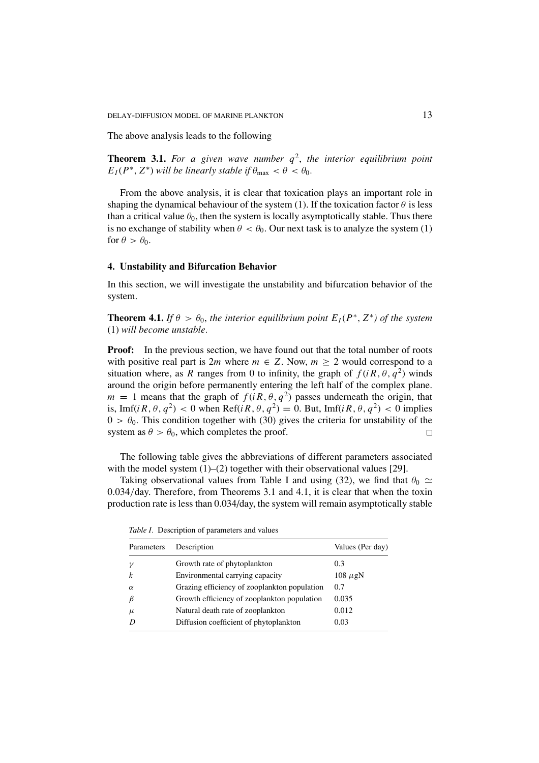The above analysis leads to the following

**Theorem 3.1.** *For a given wave number $q^2$, the interior equilibrium point $E_I(P^*, Z^*)$ will be linearly stable if $\theta_{\max} < \theta < \theta_0$.*

From the above analysis, it is clear that toxication plays an important role in shaping the dynamical behaviour of the system (1). If the toxication factor $\theta$ is less than a critical value $\theta_0$, then the system is locally asymptotically stable. Thus there is no exchange of stability when $\theta < \theta_0$. Our next task is to analyze the system (1) for $\theta > \theta_0$.

## 4. Unstability and Bifurcation Behavior

In this section, we will investigate the unstability and bifurcation behavior of the system.

**Theorem 4.1.** *If $\theta > \theta_0$, the interior equilibrium point $E_I(P^*, Z^*)$ of the system* (1) *will become unstable.*

**Proof:** In the previous section, we have found out that the total number of roots with positive real part is $2m$ where $m \in Z$. Now, $m \geq 2$ would correspond to a situation where, as $R$ ranges from 0 to infinity, the graph of $f(iR, \theta, q^2)$ winds around the origin before permanently entering the left half of the complex plane. $m = 1$ means that the graph of $f(iR, \theta, q^2)$ passes underneath the origin, that is, $\text{Imf}(iR, \theta, q^2) < 0$ when $\text{Ref}(iR, \theta, q^2) = 0$. But, $\text{Imf}(iR, \theta, q^2) < 0$ implies $0 > \theta_0$. This condition together with (30) gives the criteria for unstability of the system as $\theta > \theta_0$, which completes the proof. □

The following table gives the abbreviations of different parameters associated with the model system (1)–(2) together with their observational values [29].

Taking observational values from Table I and using (32), we find that $\theta_0 \simeq 0.034/\text{day}$. Therefore, from Theorems 3.1 and 4.1, it is clear that when the toxin production rate is less than 0.034/day, the system will remain asymptotically stable

*Table I.* Description of parameters and values

| Parameters | Description | Values (Per day) |
|---|---|---|
| $\gamma$ | Growth rate of phytoplankton | 0.3 |
| $k$ | Environmental carrying capacity | 108 $\mu$gN |
| $\alpha$ | Grazing efficiency of zooplankton population | 0.7 |
| $\beta$ | Growth efficiency of zooplankton population | 0.035 |
| $\mu$ | Natural death rate of zooplankton | 0.012 |
| $D$ | Diffusion coefficient of phytoplankton | 0.03 |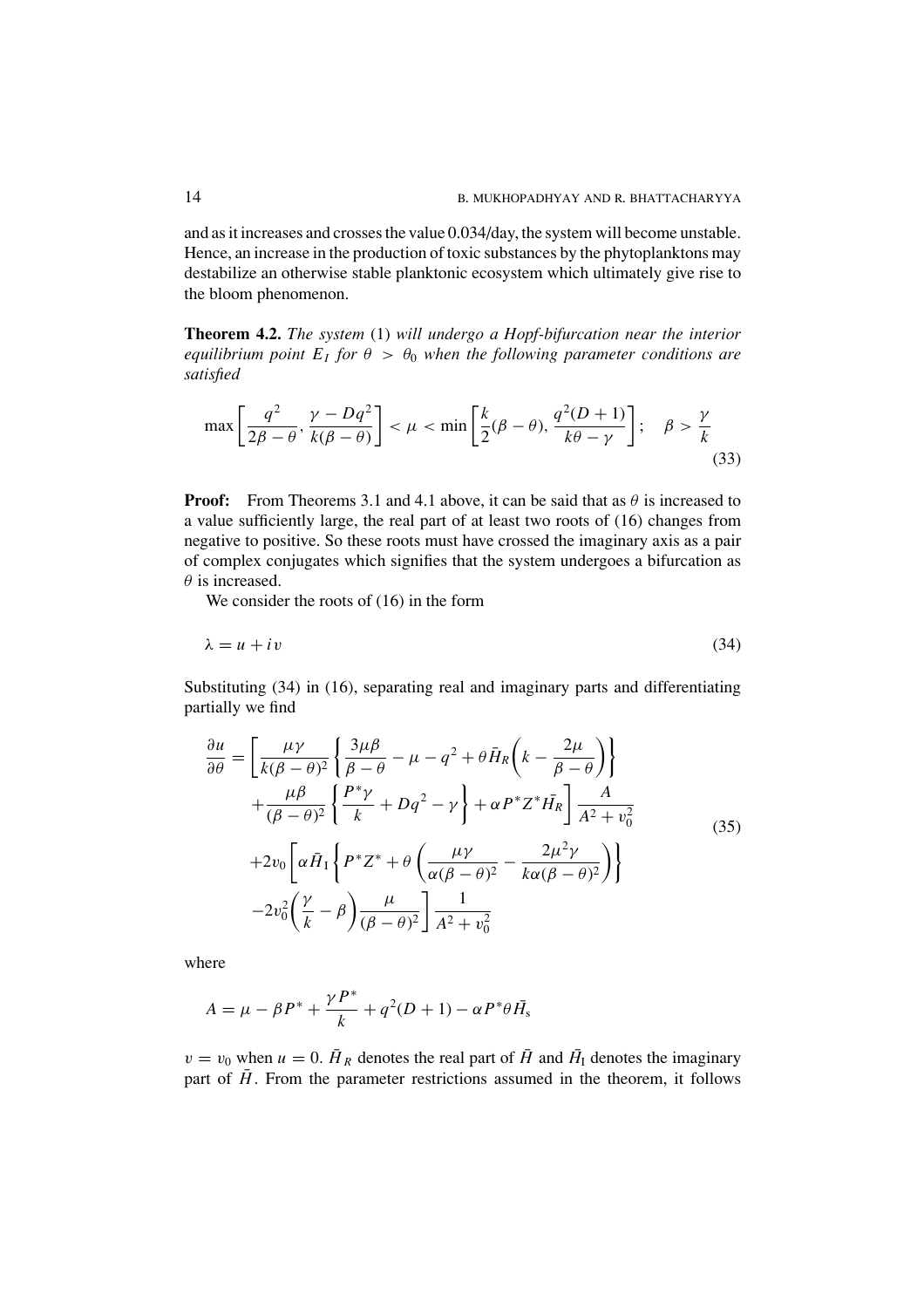and as it increases and crosses the value 0.034/day, the system will become unstable. Hence, an increase in the production of toxic substances by the phytoplanktons may destabilize an otherwise stable planktonic ecosystem which ultimately give rise to the bloom phenomenon.

**Theorem 4.2.** *The system* (1) *will undergo a Hopf-bifurcation near the interior equilibrium point $E_I$ for $\theta > \theta_0$ when the following parameter conditions are satisfied*

$$\max\left[\frac{q^2}{2\beta-\theta}, \frac{\gamma - Dq^2}{k(\beta-\theta)}\right] < \mu < \min\left[\frac{k}{2}(\beta-\theta), \frac{q^2(D+1)}{k\theta-\gamma}\right]; \quad \beta > \frac{\gamma}{k} \tag{33}$$

**Proof:** From Theorems 3.1 and 4.1 above, it can be said that as $\theta$ is increased to a value sufficiently large, the real part of at least two roots of (16) changes from negative to positive. So these roots must have crossed the imaginary axis as a pair of complex conjugates which signifies that the system undergoes a bifurcation as $\theta$ is increased.

We consider the roots of (16) in the form

$$\lambda = u + iv \tag{34}$$

Substituting (34) in (16), separating real and imaginary parts and differentiating partially we find

$$\begin{aligned}
\frac{\partial u}{\partial \theta} = &\left[\frac{\mu\gamma}{k(\beta-\theta)^2}\left\{\frac{3\mu\beta}{\beta-\theta} - \mu - q^2 + \theta\bar{H}_R\left(k - \frac{2\mu}{\beta-\theta}\right)\right\}\right. \\
&\left. + \frac{\mu\beta}{(\beta-\theta)^2}\left\{\frac{P^*\gamma}{k} + Dq^2 - \gamma\right\} + \alpha P^* Z^* \bar{H}_R\right]\frac{A}{A^2+v_0^2} \\
&+ 2v_0\left[\alpha\bar{H}_I\left\{P^*Z^* + \theta\left(\frac{\mu\gamma}{\alpha(\beta-\theta)^2} - \frac{2\mu^2\gamma}{k\alpha(\beta-\theta)^2}\right)\right\}\right. \\
&\left. - 2v_0^2\left(\frac{\gamma}{k} - \beta\right)\frac{\mu}{(\beta-\theta)^2}\right]\frac{1}{A^2+v_0^2}
\end{aligned} \tag{35}$$

where

$$A = \mu - \beta P^* + \frac{\gamma P^*}{k} + q^2(D+1) - \alpha P^*\theta\bar{H}_s$$

$v = v_0$ when $u = 0$. $\bar{H}_R$ denotes the real part of $\bar{H}$ and $\bar{H}_I$ denotes the imaginary part of $\bar{H}$. From the parameter restrictions assumed in the theorem, it follows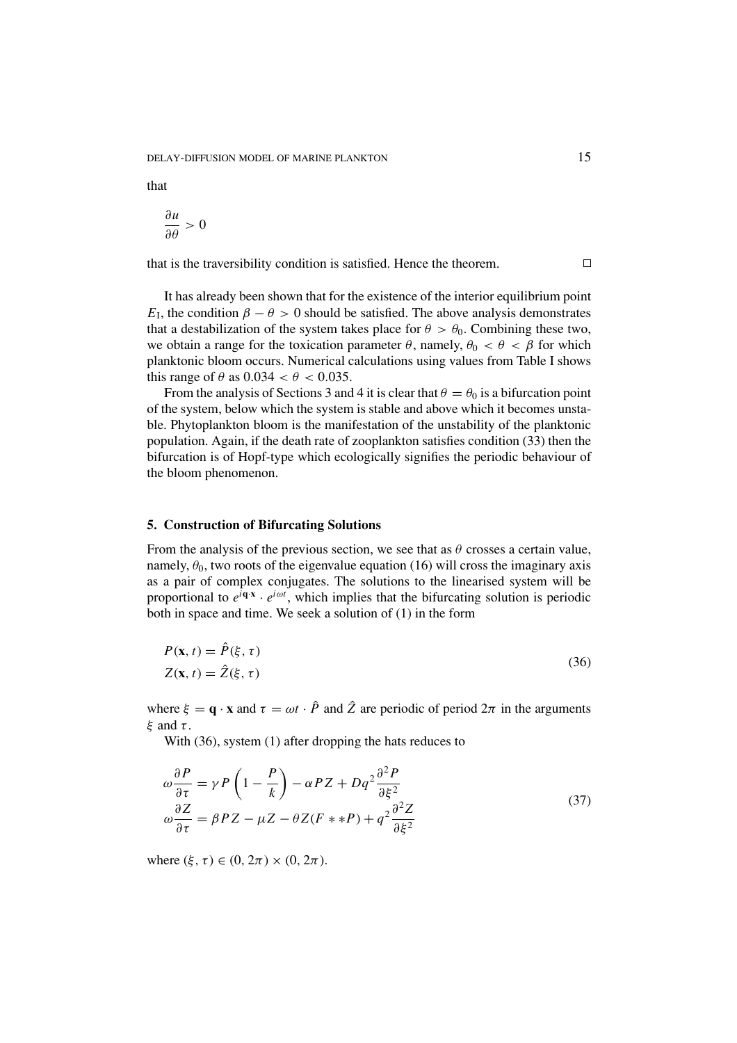that

$$\frac{\partial u}{\partial \theta} > 0$$

that is the traversibility condition is satisfied. Hence the theorem. □

It has already been shown that for the existence of the interior equilibrium point $E_{\mathrm{I}}$, the condition $\beta - \theta > 0$ should be satisfied. The above analysis demonstrates that a destabilization of the system takes place for $\theta > \theta_0$. Combining these two, we obtain a range for the toxication parameter $\theta$, namely, $\theta_0 < \theta < \beta$ for which planktonic bloom occurs. Numerical calculations using values from Table I shows this range of $\theta$ as $0.034 < \theta < 0.035$.

From the analysis of Sections 3 and 4 it is clear that $\theta = \theta_0$ is a bifurcation point of the system, below which the system is stable and above which it becomes unstable. Phytoplankton bloom is the manifestation of the unstability of the planktonic population. Again, if the death rate of zooplankton satisfies condition (33) then the bifurcation is of Hopf-type which ecologically signifies the periodic behaviour of the bloom phenomenon.

## 5. Construction of Bifurcating Solutions

From the analysis of the previous section, we see that as $\theta$ crosses a certain value, namely, $\theta_0$, two roots of the eigenvalue equation (16) will cross the imaginary axis as a pair of complex conjugates. The solutions to the linearised system will be proportional to $e^{i\mathbf{q}\cdot\mathbf{x}} \cdot e^{i\omega t}$, which implies that the bifurcating solution is periodic both in space and time. We seek a solution of (1) in the form

$$\begin{aligned} P(\mathbf{x}, t) &= \hat{P}(\xi, \tau) \\ Z(\mathbf{x}, t) &= \hat{Z}(\xi, \tau) \end{aligned} \tag{36}$$

where $\xi = \mathbf{q} \cdot \mathbf{x}$ and $\tau = \omega t \cdot \hat{P}$ and $\hat{Z}$ are periodic of period $2\pi$ in the arguments $\xi$ and $\tau$.

With (36), system (1) after dropping the hats reduces to

$$\begin{aligned} \omega \frac{\partial P}{\partial \tau} &= \gamma P \left(1 - \frac{P}{k}\right) - \alpha P Z + D q^2 \frac{\partial^2 P}{\partial \xi^2} \\ \omega \frac{\partial Z}{\partial \tau} &= \beta P Z - \mu Z - \theta Z (F ** P) + q^2 \frac{\partial^2 Z}{\partial \xi^2} \end{aligned} \tag{37}$$

where $(\xi, \tau) \in (0, 2\pi) \times (0, 2\pi)$.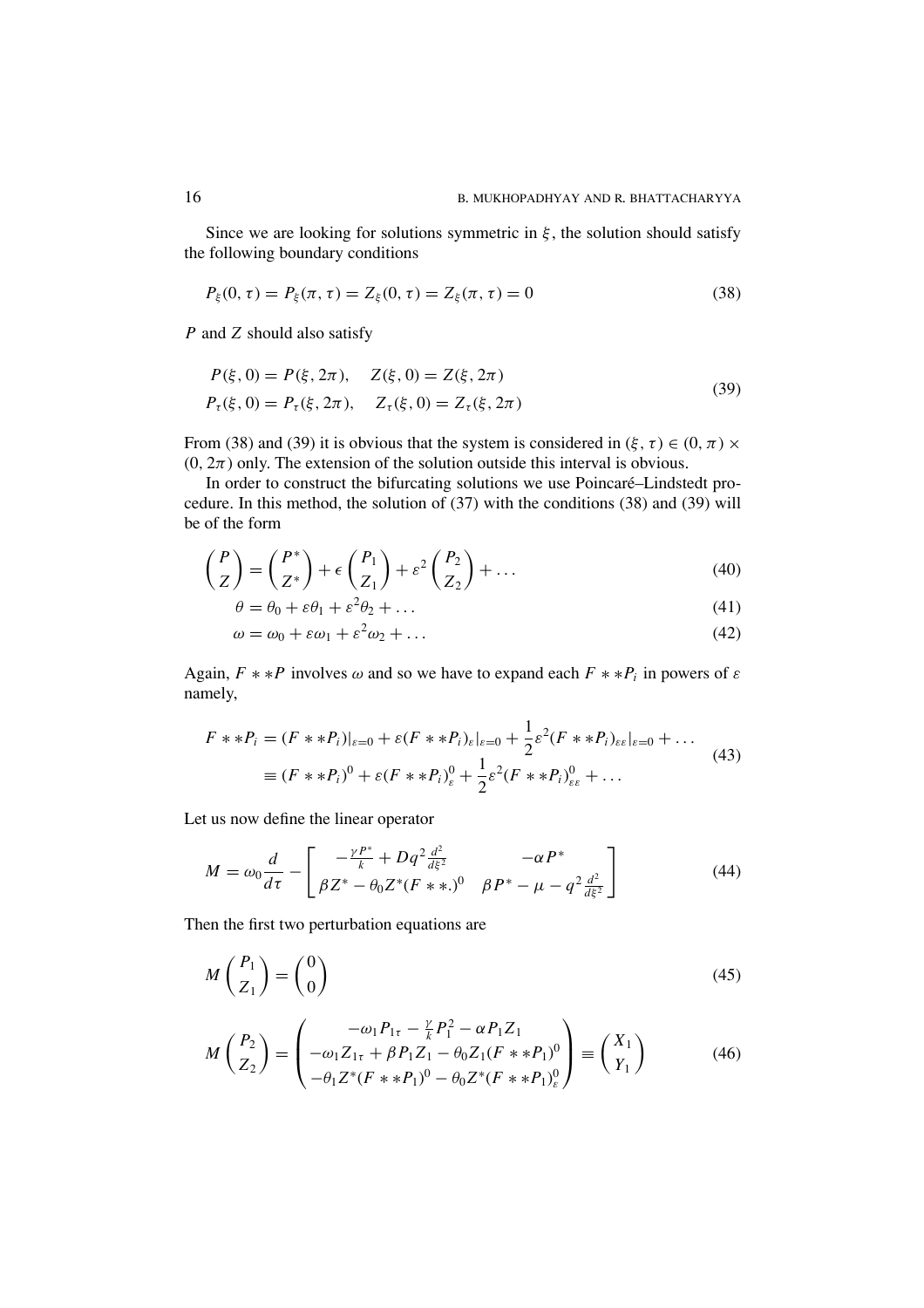Since we are looking for solutions symmetric in $\xi$, the solution should satisfy the following boundary conditions

$$P_\xi(0, \tau) = P_\xi(\pi, \tau) = Z_\xi(0, \tau) = Z_\xi(\pi, \tau) = 0 \tag{38}$$

$P$ and $Z$ should also satisfy

$$\begin{aligned} P(\xi, 0) &= P(\xi, 2\pi), \quad Z(\xi, 0) = Z(\xi, 2\pi) \\ P_\tau(\xi, 0) &= P_\tau(\xi, 2\pi), \quad Z_\tau(\xi, 0) = Z_\tau(\xi, 2\pi) \end{aligned} \tag{39}$$

From (38) and (39) it is obvious that the system is considered in $(\xi, \tau) \in (0, \pi) \times (0, 2\pi)$ only. The extension of the solution outside this interval is obvious.

In order to construct the bifurcating solutions we use Poincaré–Lindstedt procedure. In this method, the solution of (37) with the conditions (38) and (39) will be of the form

$$\begin{pmatrix} P \\ Z \end{pmatrix} = \begin{pmatrix} P^* \\ Z^* \end{pmatrix} + \epsilon \begin{pmatrix} P_1 \\ Z_1 \end{pmatrix} + \varepsilon^2 \begin{pmatrix} P_2 \\ Z_2 \end{pmatrix} + \dots \tag{40}$$

$$\theta = \theta_0 + \varepsilon\theta_1 + \varepsilon^2\theta_2 + \dots \tag{41}$$

$$\omega = \omega_0 + \varepsilon\omega_1 + \varepsilon^2\omega_2 + \dots \tag{42}$$

Again, $F ** P$ involves $\omega$ and so we have to expand each $F ** P_i$ in powers of $\varepsilon$ namely,

$$\begin{aligned} F ** P_i &= (F ** P_i)|_{\varepsilon=0} + \varepsilon (F ** P_i)_\varepsilon|_{\varepsilon=0} + \frac{1}{2}\varepsilon^2 (F ** P_i)_{\varepsilon\varepsilon}|_{\varepsilon=0} + \dots \\ &\equiv (F ** P_i)^0 + \varepsilon (F ** P_i)^0_\varepsilon + \frac{1}{2}\varepsilon^2 (F ** P_i)^0_{\varepsilon\varepsilon} + \dots \end{aligned} \tag{43}$$

Let us now define the linear operator

$$M = \omega_0 \frac{d}{d\tau} - \begin{bmatrix} -\frac{\gamma P^*}{k} + Dq^2 \frac{d^2}{d\xi^2} & -\alpha P^* \\ \beta Z^* - \theta_0 Z^* (F ** .)^0 & \beta P^* - \mu - q^2 \frac{d^2}{d\xi^2} \end{bmatrix} \tag{44}$$

Then the first two perturbation equations are

$$M \begin{pmatrix} P_1 \\ Z_1 \end{pmatrix} = \begin{pmatrix} 0 \\ 0 \end{pmatrix} \tag{45}$$

$$M \begin{pmatrix} P_2 \\ Z_2 \end{pmatrix} = \begin{pmatrix} -\omega_1 P_{1\tau} - \frac{\gamma}{k} P_1^2 - \alpha P_1 Z_1 \\ -\omega_1 Z_{1\tau} + \beta P_1 Z_1 - \theta_0 Z_1 (F ** P_1)^0 \\ -\theta_1 Z^* (F ** P_1)^0 - \theta_0 Z^* (F ** P_1)^0_\varepsilon \end{pmatrix} \equiv \begin{pmatrix} X_1 \\ Y_1 \end{pmatrix} \tag{46}$$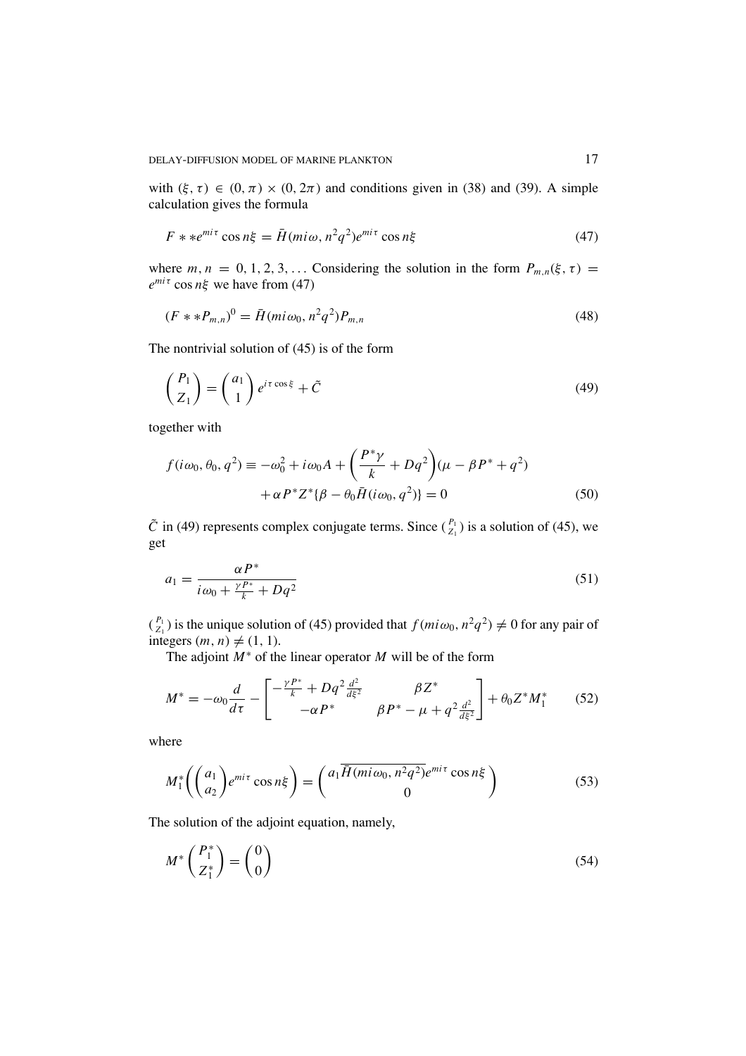with $(\xi, \tau) \in (0, \pi) \times (0, 2\pi)$ and conditions given in (38) and (39). A simple calculation gives the formula

$$F **e^{mi\tau} \cos n\xi = \bar{H}(mi\omega, n^2q^2)e^{mi\tau} \cos n\xi \tag{47}$$

where $m, n = 0, 1, 2, 3, \ldots$ Considering the solution in the form $P_{m,n}(\xi, \tau) = e^{mi\tau} \cos n\xi$ we have from (47)

$$(F **P_{m,n})^0 = \bar{H}(mi\omega_0, n^2q^2)P_{m,n} \tag{48}$$

The nontrivial solution of (45) is of the form

$$\begin{pmatrix} P_1 \\ Z_1 \end{pmatrix} = \begin{pmatrix} a_1 \\ 1 \end{pmatrix} e^{i\tau \cos \xi} + \tilde{C} \tag{49}$$

together with

$$\begin{aligned} f(i\omega_0, \theta_0, q^2) \equiv -\omega_0^2 + i\omega_0 A + \left(\frac{P^*\gamma}{k} + Dq^2\right)(\mu - \beta P^* + q^2) \\ + \alpha P^* Z^* \{\beta - \theta_0 \bar{H}(i\omega_0, q^2)\} = 0 \end{aligned} \tag{50}$$

$\tilde{C}$ in (49) represents complex conjugate terms. Since $\binom{P_1}{Z_1}$ is a solution of (45), we get

$$a_1 = \frac{\alpha P^*}{i\omega_0 + \frac{\gamma P^*}{k} + Dq^2} \tag{51}$$

$\binom{P_1}{Z_1}$ is the unique solution of (45) provided that $f(mi\omega_0, n^2q^2) \neq 0$ for any pair of integers $(m, n) \neq (1, 1)$.

The adjoint $M^*$ of the linear operator $M$ will be of the form

$$M^* = -\omega_0 \frac{d}{d\tau} - \begin{bmatrix} -\frac{\gamma P^*}{k} + Dq^2 \frac{d^2}{d\xi^2} & \beta Z^* \\ -\alpha P^* & \beta P^* - \mu + q^2 \frac{d^2}{d\xi^2} \end{bmatrix} + \theta_0 Z^* M_1^* \tag{52}$$

where

$$M_1^* \left( \begin{pmatrix} a_1 \\ a_2 \end{pmatrix} e^{mi\tau} \cos n\xi \right) = \begin{pmatrix} a_1 \overline{\bar{H}(mi\omega_0, n^2q^2)} e^{mi\tau} \cos n\xi \\ 0 \end{pmatrix} \tag{53}$$

The solution of the adjoint equation, namely,

$$M^* \begin{pmatrix} P_1^* \\ Z_1^* \end{pmatrix} = \begin{pmatrix} 0 \\ 0 \end{pmatrix} \tag{54}$$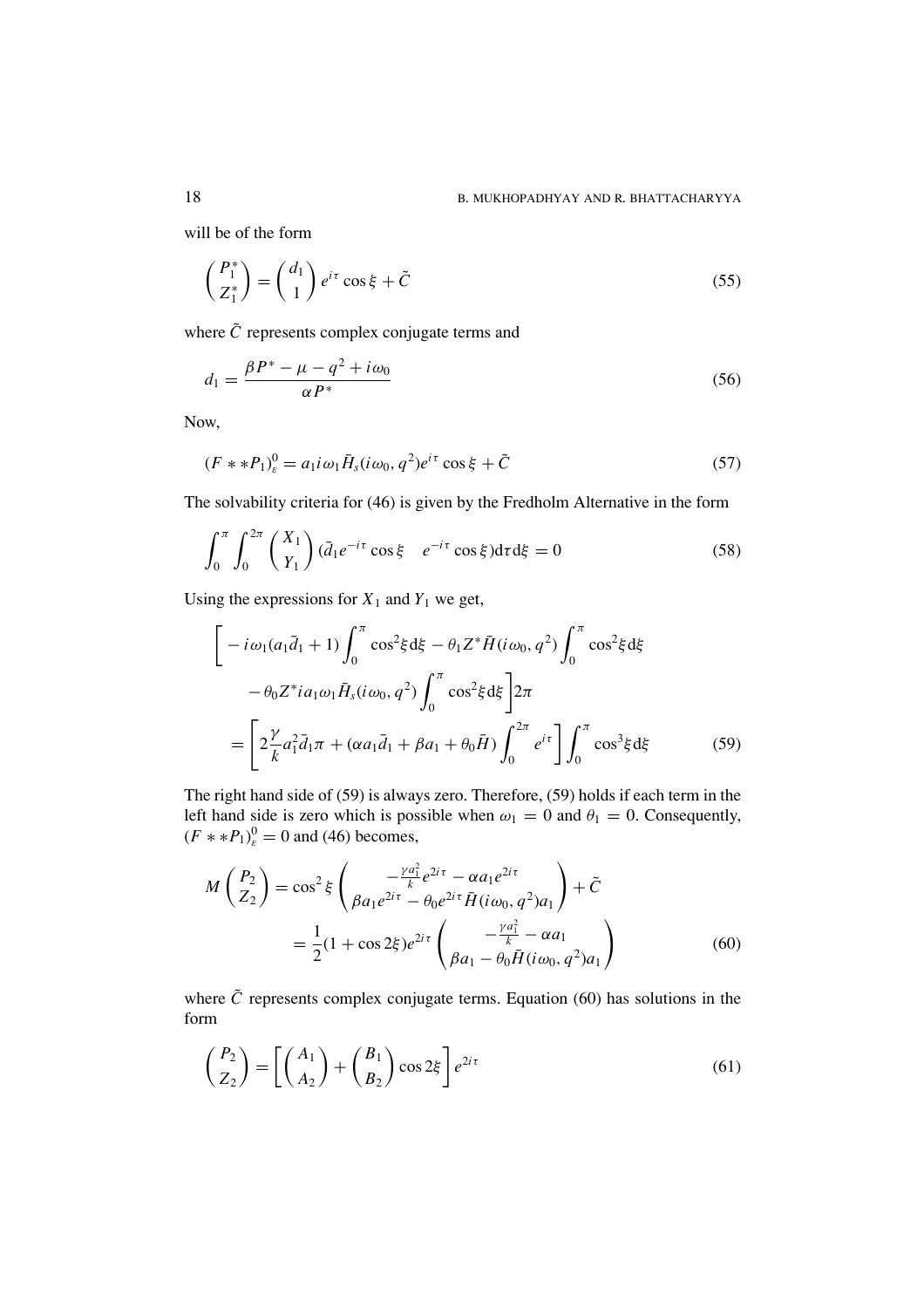will be of the form

$$\begin{pmatrix} P_1^* \\ Z_1^* \end{pmatrix} = \begin{pmatrix} d_1 \\ 1 \end{pmatrix} e^{i\tau} \cos\xi + \tilde{C} \tag{55}$$

where $\tilde{C}$ represents complex conjugate terms and

$$d_1 = \frac{\beta P^* - \mu - q^2 + i\omega_0}{\alpha P^*} \tag{56}$$

Now,

$$(F**P_1)_\varepsilon^0 = a_1 i\omega_1 \bar{H}_s(i\omega_0, q^2) e^{i\tau} \cos\xi + \tilde{C} \tag{57}$$

The solvability criteria for (46) is given by the Fredholm Alternative in the form

$$\int_0^\pi \int_0^{2\pi} \begin{pmatrix} X_1 \\ Y_1 \end{pmatrix} (\bar{d}_1 e^{-i\tau} \cos\xi \quad e^{-i\tau} \cos\xi) \mathrm{d}\tau \mathrm{d}\xi = 0 \tag{58}$$

Using the expressions for $X_1$ and $Y_1$ we get,

$$\begin{aligned}
&\bigg[ -i\omega_1(a_1\bar{d}_1 + 1) \int_0^\pi \cos^2\xi \mathrm{d}\xi - \theta_1 Z^* \bar{H}(i\omega_0, q^2) \int_0^\pi \cos^2\xi \mathrm{d}\xi \\
&\qquad - \theta_0 Z^* i a_1 \omega_1 \bar{H}_s(i\omega_0, q^2) \int_0^\pi \cos^2\xi \mathrm{d}\xi \bigg] 2\pi \\
&\quad = \left[ 2\frac{\gamma}{k} a_1^2 \bar{d}_1 \pi + (\alpha a_1 \bar{d}_1 + \beta a_1 + \theta_0 \bar{H}) \int_0^{2\pi} e^{i\tau} \right] \int_0^\pi \cos^3\xi \mathrm{d}\xi
\end{aligned} \tag{59}$$

The right hand side of (59) is always zero. Therefore, (59) holds if each term in the left hand side is zero which is possible when $\omega_1 = 0$ and $\theta_1 = 0$. Consequently, $(F**P_1)_\varepsilon^0 = 0$ and (46) becomes,

$$\begin{aligned}
M \begin{pmatrix} P_2 \\ Z_2 \end{pmatrix} &= \cos^2\xi \begin{pmatrix} -\frac{\gamma a_1^2}{k} e^{2i\tau} - \alpha a_1 e^{2i\tau} \\ \beta a_1 e^{2i\tau} - \theta_0 e^{2i\tau} \bar{H}(i\omega_0, q^2) a_1 \end{pmatrix} + \tilde{C} \\
&= \frac{1}{2}(1 + \cos 2\xi) e^{2i\tau} \begin{pmatrix} -\frac{\gamma a_1^2}{k} - \alpha a_1 \\ \beta a_1 - \theta_0 \bar{H}(i\omega_0, q^2) a_1 \end{pmatrix}
\end{aligned} \tag{60}$$

where $\tilde{C}$ represents complex conjugate terms. Equation (60) has solutions in the form

$$\begin{pmatrix} P_2 \\ Z_2 \end{pmatrix} = \left[ \begin{pmatrix} A_1 \\ A_2 \end{pmatrix} + \begin{pmatrix} B_1 \\ B_2 \end{pmatrix} \cos 2\xi \right] e^{2i\tau} \tag{61}$$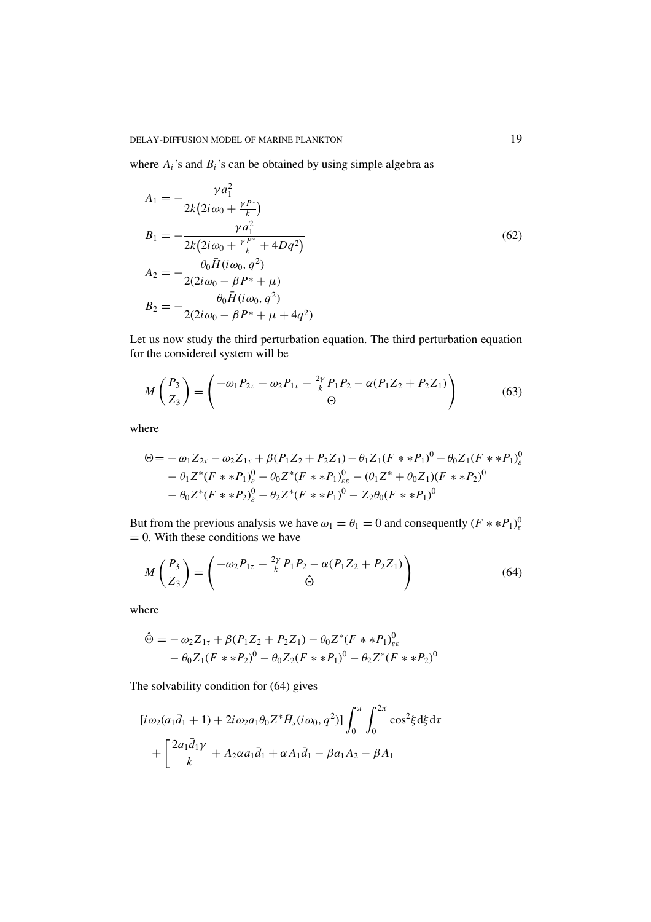where $A_i$'s and $B_i$'s can be obtained by using simple algebra as

$$
\begin{aligned}
A_1 &= -\frac{\gamma a_1^2}{2k\left(2i\omega_0 + \frac{\gamma P^*}{k}\right)} \\
B_1 &= -\frac{\gamma a_1^2}{2k\left(2i\omega_0 + \frac{\gamma P^*}{k} + 4Dq^2\right)} \\
A_2 &= -\frac{\theta_0 \bar{H}(i\omega_0, q^2)}{2(2i\omega_0 - \beta P^* + \mu)} \\
B_2 &= -\frac{\theta_0 \bar{H}(i\omega_0, q^2)}{2(2i\omega_0 - \beta P^* + \mu + 4q^2)}
\end{aligned}
\tag{62}
$$

Let us now study the third perturbation equation. The third perturbation equation for the considered system will be

$$
M\begin{pmatrix} P_3 \\ Z_3 \end{pmatrix} = \begin{pmatrix} -\omega_1 P_{2\tau} - \omega_2 P_{1\tau} - \frac{2\gamma}{k} P_1 P_2 - \alpha(P_1 Z_2 + P_2 Z_1) \\ \Theta \end{pmatrix}
\tag{63}
$$

where

$$
\begin{aligned}
\Theta = & -\omega_1 Z_{2\tau} - \omega_2 Z_{1\tau} + \beta(P_1 Z_2 + P_2 Z_1) - \theta_1 Z_1 (F**P_1)^0 - \theta_0 Z_1 (F**P_1)^0_\varepsilon \\
& - \theta_1 Z^*(F**P_1)^0_\varepsilon - \theta_0 Z^*(F**P_1)^0_{\varepsilon\varepsilon} - (\theta_1 Z^* + \theta_0 Z_1)(F**P_2)^0 \\
& - \theta_0 Z^*(F**P_2)^0_\varepsilon - \theta_2 Z^*(F**P_1)^0 - Z_2\theta_0 (F**P_1)^0
\end{aligned}
$$

But from the previous analysis we have $\omega_1 = \theta_1 = 0$ and consequently $(F**P_1)^0_\varepsilon = 0$. With these conditions we have

$$
M\begin{pmatrix} P_3 \\ Z_3 \end{pmatrix} = \begin{pmatrix} -\omega_2 P_{1\tau} - \frac{2\gamma}{k} P_1 P_2 - \alpha(P_1 Z_2 + P_2 Z_1) \\ \hat{\Theta} \end{pmatrix}
\tag{64}
$$

where

$$
\begin{aligned}
\hat{\Theta} = & -\omega_2 Z_{1\tau} + \beta(P_1 Z_2 + P_2 Z_1) - \theta_0 Z^*(F**P_1)^0_{\varepsilon\varepsilon} \\
& - \theta_0 Z_1 (F**P_2)^0 - \theta_0 Z_2 (F**P_1)^0 - \theta_2 Z^*(F**P_2)^0
\end{aligned}
$$

The solvability condition for (64) gives

$$
\begin{aligned}
& [i\omega_2(a_1\bar{d}_1 + 1) + 2i\omega_2 a_1 \theta_0 Z^* \bar{H}_s(i\omega_0, q^2)] \int_0^{\pi}\int_0^{2\pi} \cos^2\xi \, d\xi \, d\tau \\
& + \left[\frac{2a_1\bar{d}_1\gamma}{k} + A_2\alpha a_1\bar{d}_1 + \alpha A_1\bar{d}_1 - \beta a_1 A_2 - \beta A_1\right.
\end{aligned}
$$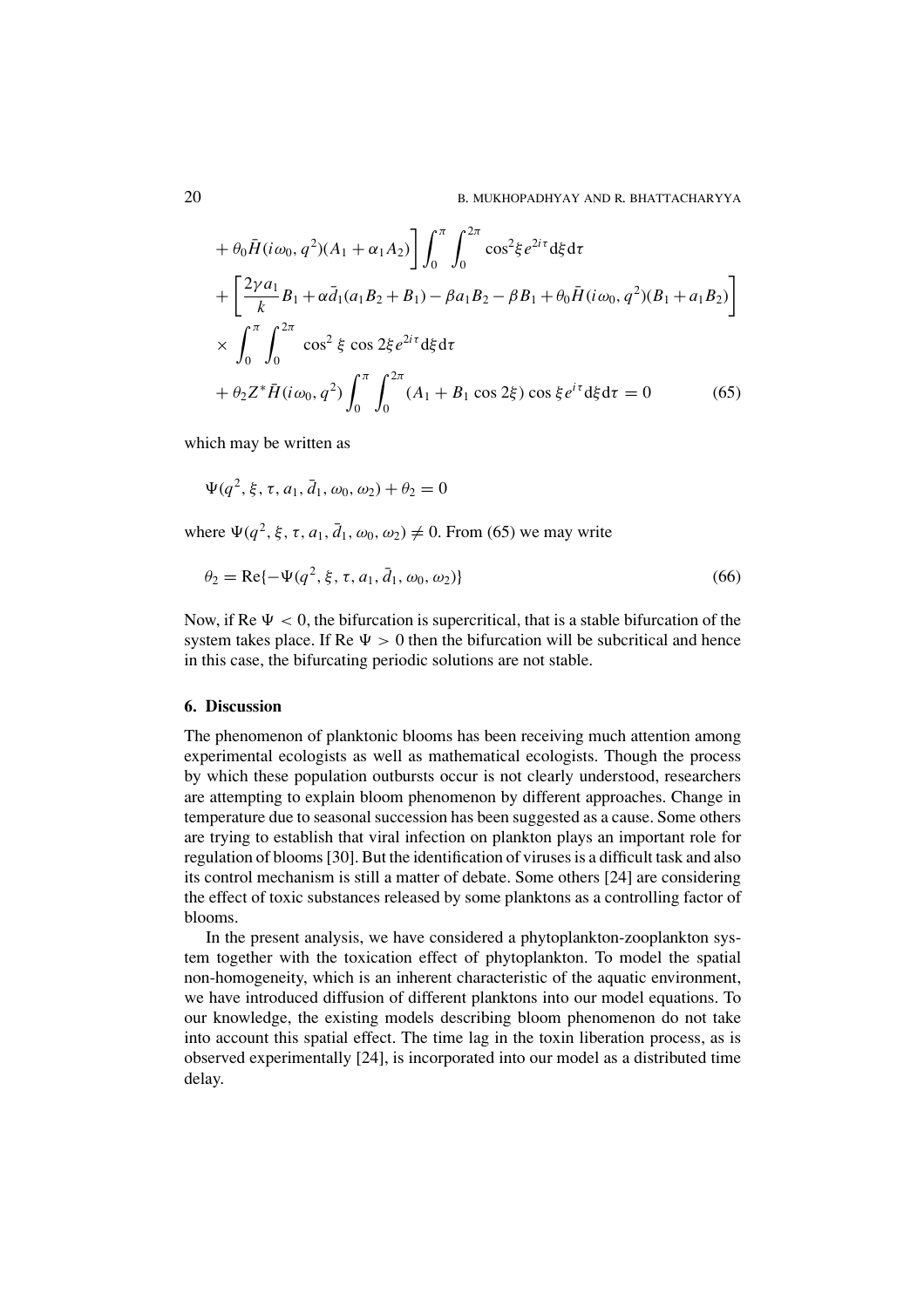$$
\begin{aligned}
&+ \theta_0 \bar{H}(i\omega_0, q^2)(A_1 + \alpha_1 A_2)\Bigg] \int_0^{\pi} \int_0^{2\pi} \cos^2\xi \, e^{2i\tau} \mathrm{d}\xi \mathrm{d}\tau \\
&+ \left[ \frac{2\gamma a_1}{k} B_1 + \alpha \bar{d}_1 (a_1 B_2 + B_1) - \beta a_1 B_2 - \beta B_1 + \theta_0 \bar{H}(i\omega_0, q^2)(B_1 + a_1 B_2) \right] \\
&\times \int_0^{\pi} \int_0^{2\pi} \cos^2 \xi \, \cos 2\xi \, e^{2i\tau} \mathrm{d}\xi \mathrm{d}\tau \\
&+ \theta_2 Z^* \bar{H}(i\omega_0, q^2) \int_0^{\pi} \int_0^{2\pi} (A_1 + B_1 \cos 2\xi) \cos \xi \, e^{i\tau} \mathrm{d}\xi \mathrm{d}\tau = 0 \qquad (65)
\end{aligned}
$$

which may be written as

$$
\Psi(q^2, \xi, \tau, a_1, \bar{d}_1, \omega_0, \omega_2) + \theta_2 = 0
$$

where $\Psi(q^2, \xi, \tau, a_1, \bar{d}_1, \omega_0, \omega_2) \neq 0$. From (65) we may write

$$
\theta_2 = \mathrm{Re}\{-\Psi(q^2, \xi, \tau, a_1, \bar{d}_1, \omega_0, \omega_2)\} \qquad (66)
$$

Now, if $\mathrm{Re}\ \Psi < 0$, the bifurcation is supercritical, that is a stable bifurcation of the system takes place. If $\mathrm{Re}\ \Psi > 0$ then the bifurcation will be subcritical and hence in this case, the bifurcating periodic solutions are not stable.

## 6. Discussion

The phenomenon of planktonic blooms has been receiving much attention among experimental ecologists as well as mathematical ecologists. Though the process by which these population outbursts occur is not clearly understood, researchers are attempting to explain bloom phenomenon by different approaches. Change in temperature due to seasonal succession has been suggested as a cause. Some others are trying to establish that viral infection on plankton plays an important role for regulation of blooms [30]. But the identification of viruses is a difficult task and also its control mechanism is still a matter of debate. Some others [24] are considering the effect of toxic substances released by some planktons as a controlling factor of blooms.

In the present analysis, we have considered a phytoplankton-zooplankton system together with the toxication effect of phytoplankton. To model the spatial non-homogeneity, which is an inherent characteristic of the aquatic environment, we have introduced diffusion of different planktons into our model equations. To our knowledge, the existing models describing bloom phenomenon do not take into account this spatial effect. The time lag in the toxin liberation process, as is observed experimentally [24], is incorporated into our model as a distributed time delay.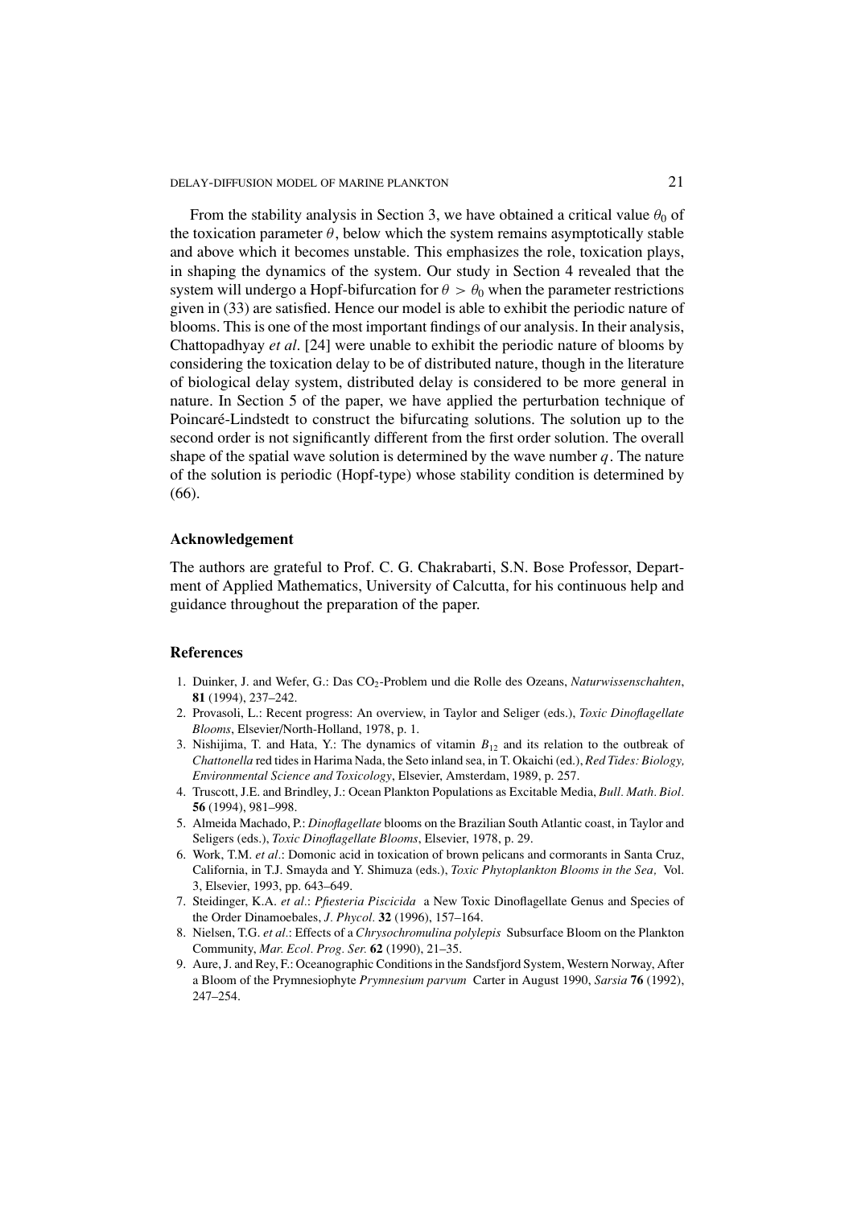From the stability analysis in Section 3, we have obtained a critical value $\theta_0$ of the toxication parameter $\theta$, below which the system remains asymptotically stable and above which it becomes unstable. This emphasizes the role, toxication plays, in shaping the dynamics of the system. Our study in Section 4 revealed that the system will undergo a Hopf-bifurcation for $\theta > \theta_0$ when the parameter restrictions given in (33) are satisfied. Hence our model is able to exhibit the periodic nature of blooms. This is one of the most important findings of our analysis. In their analysis, Chattopadhyay *et al*. [24] were unable to exhibit the periodic nature of blooms by considering the toxication delay to be of distributed nature, though in the literature of biological delay system, distributed delay is considered to be more general in nature. In Section 5 of the paper, we have applied the perturbation technique of Poincaré-Lindstedt to construct the bifurcating solutions. The solution up to the second order is not significantly different from the first order solution. The overall shape of the spatial wave solution is determined by the wave number $q$. The nature of the solution is periodic (Hopf-type) whose stability condition is determined by (66).

## Acknowledgement

The authors are grateful to Prof. C. G. Chakrabarti, S.N. Bose Professor, Department of Applied Mathematics, University of Calcutta, for his continuous help and guidance throughout the preparation of the paper.

## References

1. Duinker, J. and Wefer, G.: Das $CO_2$-Problem und die Rolle des Ozeans, *Naturwissenschahten*, **81** (1994), 237–242.
2. Provasoli, L.: Recent progress: An overview, in Taylor and Seliger (eds.), *Toxic Dinoflagellate Blooms*, Elsevier/North-Holland, 1978, p. 1.
3. Nishijima, T. and Hata, Y.: The dynamics of vitamin $B_{12}$ and its relation to the outbreak of *Chattonella* red tides in Harima Nada, the Seto inland sea, in T. Okaichi (ed.), *Red Tides: Biology, Environmental Science and Toxicology*, Elsevier, Amsterdam, 1989, p. 257.
4. Truscott, J.E. and Brindley, J.: Ocean Plankton Populations as Excitable Media, *Bull. Math. Biol.* **56** (1994), 981–998.
5. Almeida Machado, P.: *Dinoflagellate* blooms on the Brazilian South Atlantic coast, in Taylor and Seligers (eds.), *Toxic Dinoflagellate Blooms*, Elsevier, 1978, p. 29.
6. Work, T.M. *et al*.: Domonic acid in toxication of brown pelicans and cormorants in Santa Cruz, California, in T.J. Smayda and Y. Shimuza (eds.), *Toxic Phytoplankton Blooms in the Sea,* Vol. 3, Elsevier, 1993, pp. 643–649.
7. Steidinger, K.A. *et al*.: *Pfiesteria Piscicida* a New Toxic Dinoflagellate Genus and Species of the Order Dinamoebales, *J. Phycol.* **32** (1996), 157–164.
8. Nielsen, T.G. *et al*.: Effects of a *Chrysochromulina polylepis* Subsurface Bloom on the Plankton Community, *Mar. Ecol. Prog. Ser.* **62** (1990), 21–35.
9. Aure, J. and Rey, F.: Oceanographic Conditions in the Sandsfjord System, Western Norway, After a Bloom of the Prymnesiophyte *Prymnesium parvum* Carter in August 1990, *Sarsia* **76** (1992), 247–254.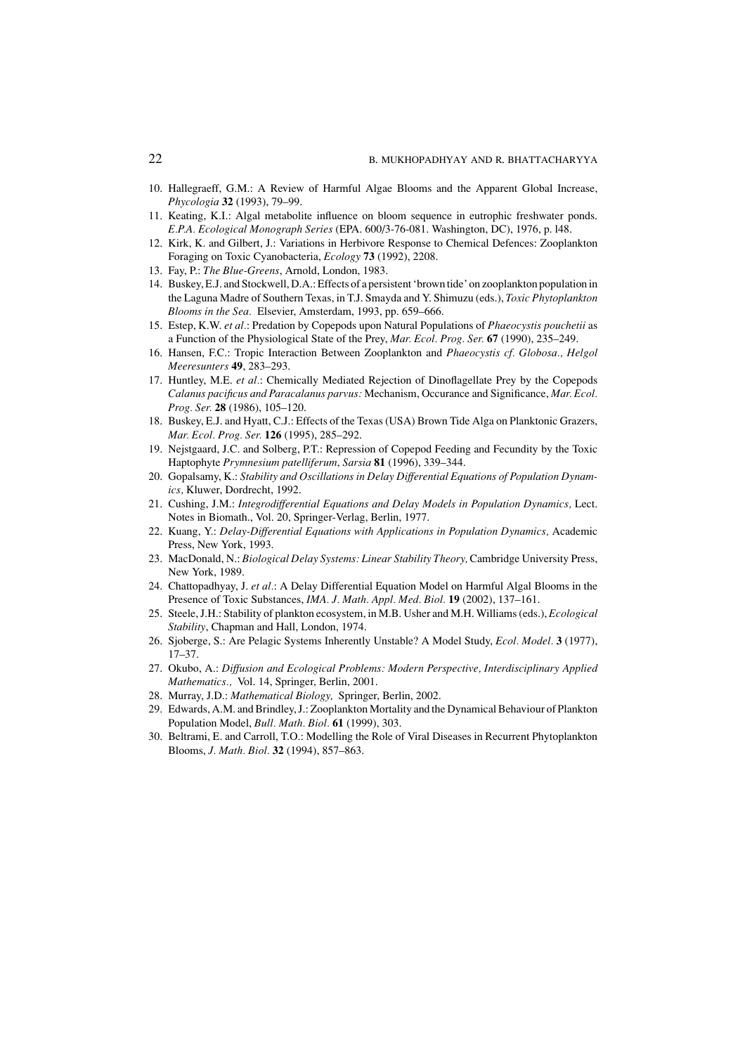10. Hallegraeff, G.M.: A Review of Harmful Algae Blooms and the Apparent Global Increase, *Phycologia* **32** (1993), 79–99.
11. Keating, K.I.: Algal metabolite influence on bloom sequence in eutrophic freshwater ponds. *E.P.A. Ecological Monograph Series* (EPA. 600/3-76-081. Washington, DC), 1976, p. l48.
12. Kirk, K. and Gilbert, J.: Variations in Herbivore Response to Chemical Defences: Zooplankton Foraging on Toxic Cyanobacteria, *Ecology* **73** (1992), 2208.
13. Fay, P.: *The Blue-Greens*, Arnold, London, 1983.
14. Buskey, E.J. and Stockwell, D.A.: Effects of a persistent 'brown tide' on zooplankton population in the Laguna Madre of Southern Texas, in T.J. Smayda and Y. Shimuzu (eds.), *Toxic Phytoplankton Blooms in the Sea.* Elsevier, Amsterdam, 1993, pp. 659–666.
15. Estep, K.W. *et al*.: Predation by Copepods upon Natural Populations of *Phaeocystis pouchetii* as a Function of the Physiological State of the Prey, *Mar. Ecol. Prog. Ser.* **67** (1990), 235–249.
16. Hansen, F.C.: Tropic Interaction Between Zooplankton and *Phaeocystis cf. Globosa., Helgol Meeresunters* **49**, 283–293.
17. Huntley, M.E. *et al*.: Chemically Mediated Rejection of Dinoflagellate Prey by the Copepods *Calanus pacificus and Paracalanus parvus:* Mechanism, Occurance and Significance, *Mar. Ecol. Prog. Ser.* **28** (1986), 105–120.
18. Buskey, E.J. and Hyatt, C.J.: Effects of the Texas (USA) Brown Tide Alga on Planktonic Grazers, *Mar. Ecol. Prog. Ser.* **126** (1995), 285–292.
19. Nejstgaard, J.C. and Solberg, P.T.: Repression of Copepod Feeding and Fecundity by the Toxic Haptophyte *Prymnesium patelliferum*, *Sarsia* **81** (1996), 339–344.
20. Gopalsamy, K.: *Stability and Oscillations in Delay Differential Equations of Population Dynamics,* Kluwer, Dordrecht, 1992.
21. Cushing, J.M.: *Integrodifferential Equations and Delay Models in Population Dynamics,* Lect. Notes in Biomath., Vol. 20, Springer-Verlag, Berlin, 1977.
22. Kuang, Y.: *Delay-Differential Equations with Applications in Population Dynamics,* Academic Press, New York, 1993.
23. MacDonald, N.: *Biological Delay Systems: Linear Stability Theory,* Cambridge University Press, New York, 1989.
24. Chattopadhyay, J. *et al*.: A Delay Differential Equation Model on Harmful Algal Blooms in the Presence of Toxic Substances, *IMA. J. Math. Appl. Med. Biol.* **19** (2002), 137–161.
25. Steele, J.H.: Stability of plankton ecosystem, in M.B. Usher and M.H. Williams (eds.), *Ecological Stability*, Chapman and Hall, London, 1974.
26. Sjoberge, S.: Are Pelagic Systems Inherently Unstable? A Model Study, *Ecol. Model.* **3** (1977), 17–37.
27. Okubo, A.: *Diffusion and Ecological Problems: Modern Perspective, Interdisciplinary Applied Mathematics.,* Vol. 14, Springer, Berlin, 2001.
28. Murray, J.D.: *Mathematical Biology,* Springer, Berlin, 2002.
29. Edwards, A.M. and Brindley, J.: Zooplankton Mortality and the Dynamical Behaviour of Plankton Population Model, *Bull. Math. Biol.* **61** (1999), 303.
30. Beltrami, E. and Carroll, T.O.: Modelling the Role of Viral Diseases in Recurrent Phytoplankton Blooms, *J. Math. Biol.* **32** (1994), 857–863.